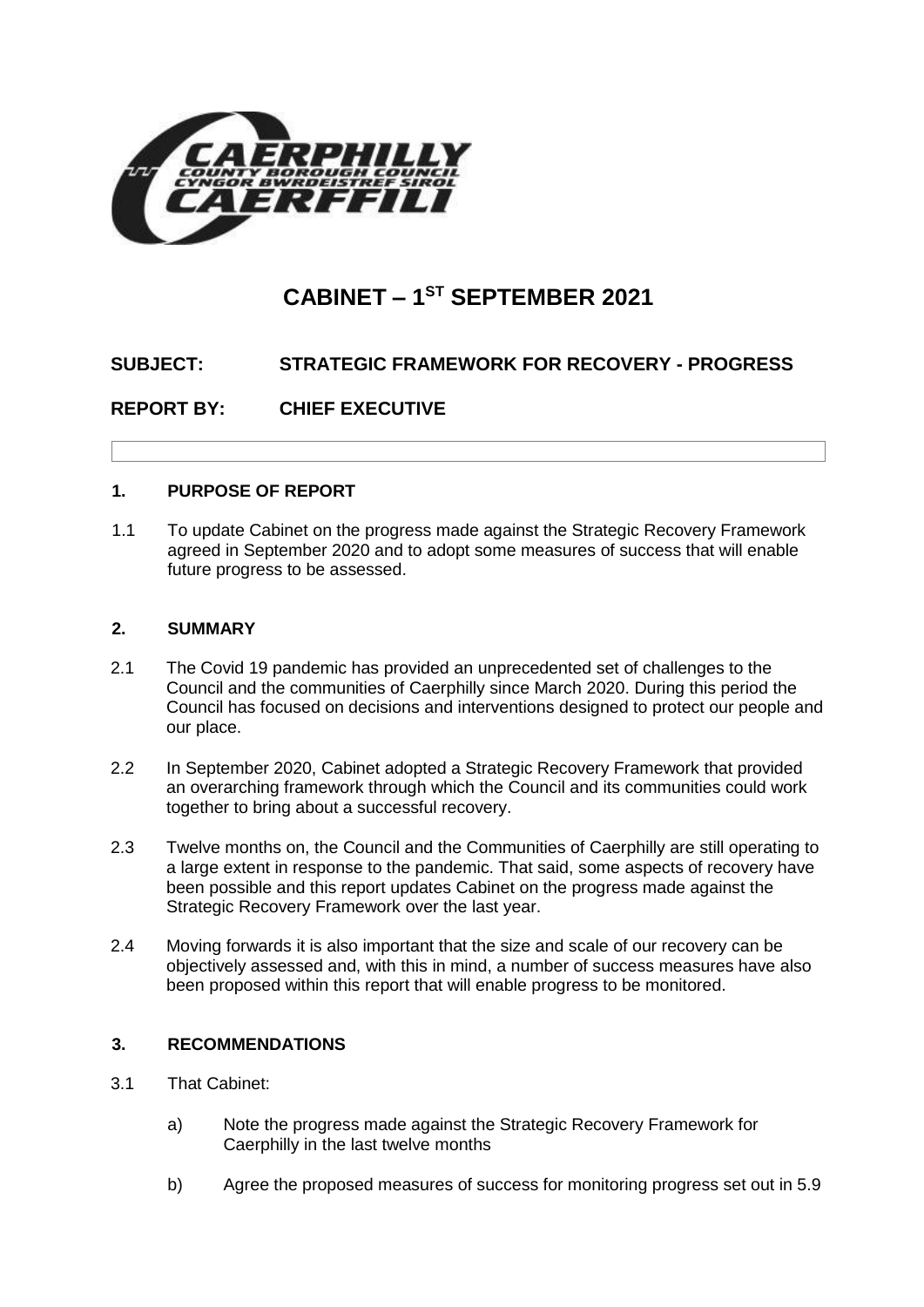# CABINET – 1[ST] SEPTEMBER 2021

**SUBJECT: STRATEGIC FRAMEWORK FOR RECOVERY - PROGRESS**

**REPORT BY: CHIEF EXECUTIVE**

## 1. PURPOSE OF REPORT

1.1 To update Cabinet on the progress made against the Strategic Recovery Framework agreed in September 2020 and to adopt some measures of success that will enable future progress to be assessed.

## 2. SUMMARY

2.1 The Covid 19 pandemic has provided an unprecedented set of challenges to the Council and the communities of Caerphilly since March 2020. During this period the Council has focused on decisions and interventions designed to protect our people and our place.

2.2 In September 2020, Cabinet adopted a Strategic Recovery Framework that provided an overarching framework through which the Council and its communities could work together to bring about a successful recovery.

2.3 Twelve months on, the Council and the Communities of Caerphilly are still operating to a large extent in response to the pandemic. That said, some aspects of recovery have been possible and this report updates Cabinet on the progress made against the Strategic Recovery Framework over the last year.

2.4 Moving forwards it is also important that the size and scale of our recovery can be objectively assessed and, with this in mind, a number of success measures have also been proposed within this report that will enable progress to be monitored.

## 3. RECOMMENDATIONS

3.1 That Cabinet:

a) Note the progress made against the Strategic Recovery Framework for Caerphilly in the last twelve months

b) Agree the proposed measures of success for monitoring progress set out in 5.9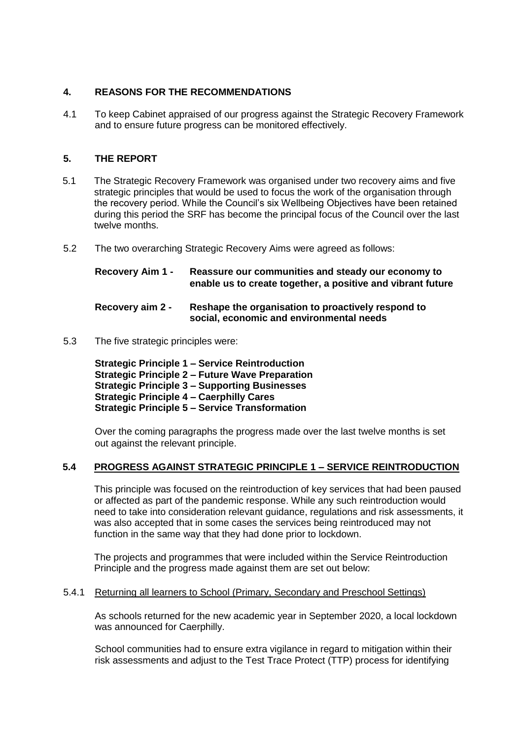## 4. REASONS FOR THE RECOMMENDATIONS

4.1 To keep Cabinet appraised of our progress against the Strategic Recovery Framework and to ensure future progress can be monitored effectively.

## 5. THE REPORT

5.1 The Strategic Recovery Framework was organised under two recovery aims and five strategic principles that would be used to focus the work of the organisation through the recovery period. While the Council's six Wellbeing Objectives have been retained during this period the SRF has become the principal focus of the Council over the last twelve months.

5.2 The two overarching Strategic Recovery Aims were agreed as follows:

**Recovery Aim 1 - Reassure our communities and steady our economy to enable us to create together, a positive and vibrant future**

**Recovery aim 2 - Reshape the organisation to proactively respond to social, economic and environmental needs**

5.3 The five strategic principles were:

**Strategic Principle 1 – Service Reintroduction**
**Strategic Principle 2 – Future Wave Preparation**
**Strategic Principle 3 – Supporting Businesses**
**Strategic Principle 4 – Caerphilly Cares**
**Strategic Principle 5 – Service Transformation**

Over the coming paragraphs the progress made over the last twelve months is set out against the relevant principle.

### 5.4 PROGRESS AGAINST STRATEGIC PRINCIPLE 1 – SERVICE REINTRODUCTION

This principle was focused on the reintroduction of key services that had been paused or affected as part of the pandemic response. While any such reintroduction would need to take into consideration relevant guidance, regulations and risk assessments, it was also accepted that in some cases the services being reintroduced may not function in the same way that they had done prior to lockdown.

The projects and programmes that were included within the Service Reintroduction Principle and the progress made against them are set out below:

5.4.1 Returning all learners to School (Primary, Secondary and Preschool Settings)

As schools returned for the new academic year in September 2020, a local lockdown was announced for Caerphilly.

School communities had to ensure extra vigilance in regard to mitigation within their risk assessments and adjust to the Test Trace Protect (TTP) process for identifying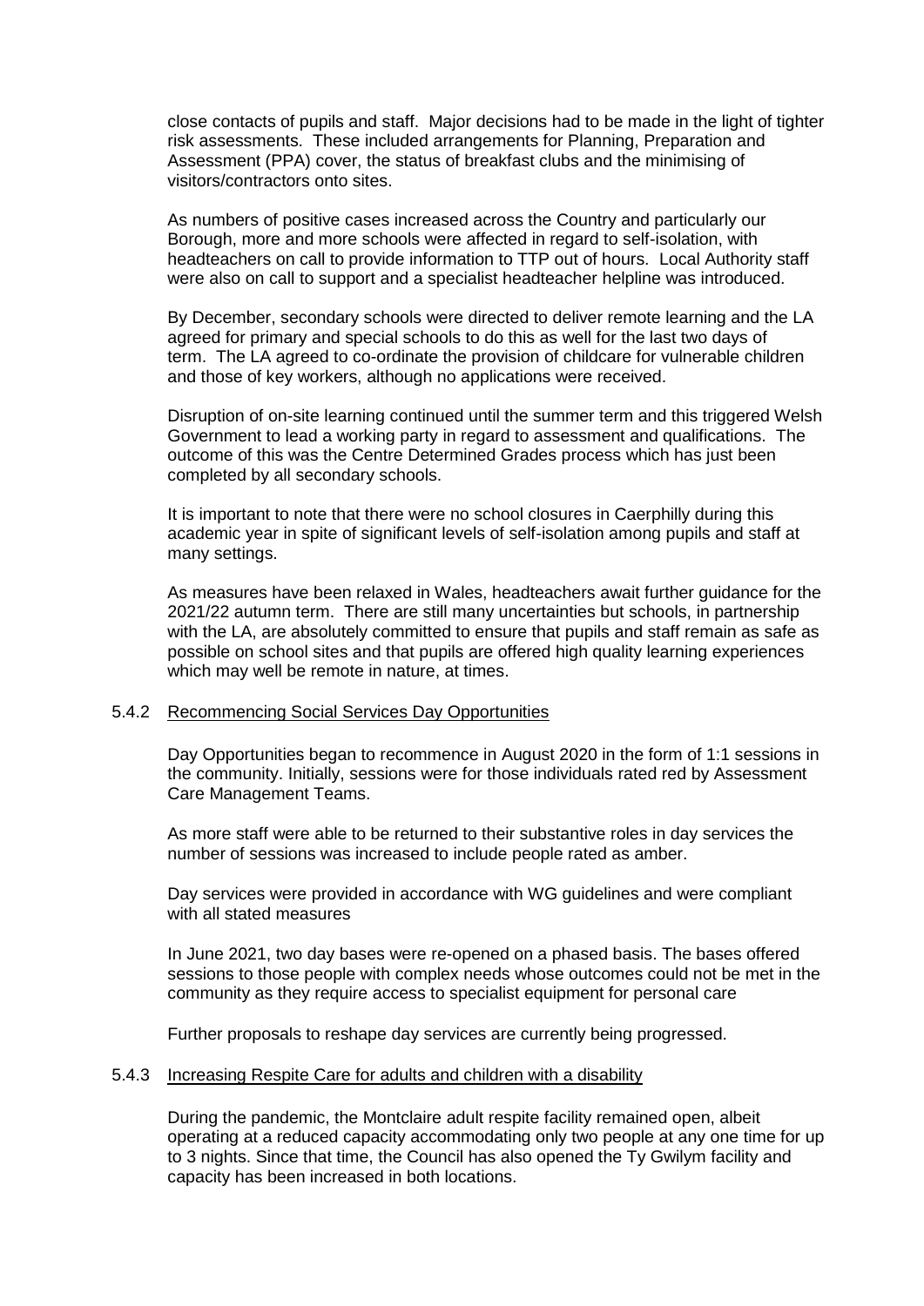close contacts of pupils and staff. Major decisions had to be made in the light of tighter risk assessments. These included arrangements for Planning, Preparation and Assessment (PPA) cover, the status of breakfast clubs and the minimising of visitors/contractors onto sites.

As numbers of positive cases increased across the Country and particularly our Borough, more and more schools were affected in regard to self-isolation, with headteachers on call to provide information to TTP out of hours. Local Authority staff were also on call to support and a specialist headteacher helpline was introduced.

By December, secondary schools were directed to deliver remote learning and the LA agreed for primary and special schools to do this as well for the last two days of term. The LA agreed to co-ordinate the provision of childcare for vulnerable children and those of key workers, although no applications were received.

Disruption of on-site learning continued until the summer term and this triggered Welsh Government to lead a working party in regard to assessment and qualifications. The outcome of this was the Centre Determined Grades process which has just been completed by all secondary schools.

It is important to note that there were no school closures in Caerphilly during this academic year in spite of significant levels of self-isolation among pupils and staff at many settings.

As measures have been relaxed in Wales, headteachers await further guidance for the 2021/22 autumn term. There are still many uncertainties but schools, in partnership with the LA, are absolutely committed to ensure that pupils and staff remain as safe as possible on school sites and that pupils are offered high quality learning experiences which may well be remote in nature, at times.

5.4.2 Recommencing Social Services Day Opportunities

Day Opportunities began to recommence in August 2020 in the form of 1:1 sessions in the community. Initially, sessions were for those individuals rated red by Assessment Care Management Teams.

As more staff were able to be returned to their substantive roles in day services the number of sessions was increased to include people rated as amber.

Day services were provided in accordance with WG guidelines and were compliant with all stated measures

In June 2021, two day bases were re-opened on a phased basis. The bases offered sessions to those people with complex needs whose outcomes could not be met in the community as they require access to specialist equipment for personal care

Further proposals to reshape day services are currently being progressed.

5.4.3 Increasing Respite Care for adults and children with a disability

During the pandemic, the Montclaire adult respite facility remained open, albeit operating at a reduced capacity accommodating only two people at any one time for up to 3 nights. Since that time, the Council has also opened the Ty Gwilym facility and capacity has been increased in both locations.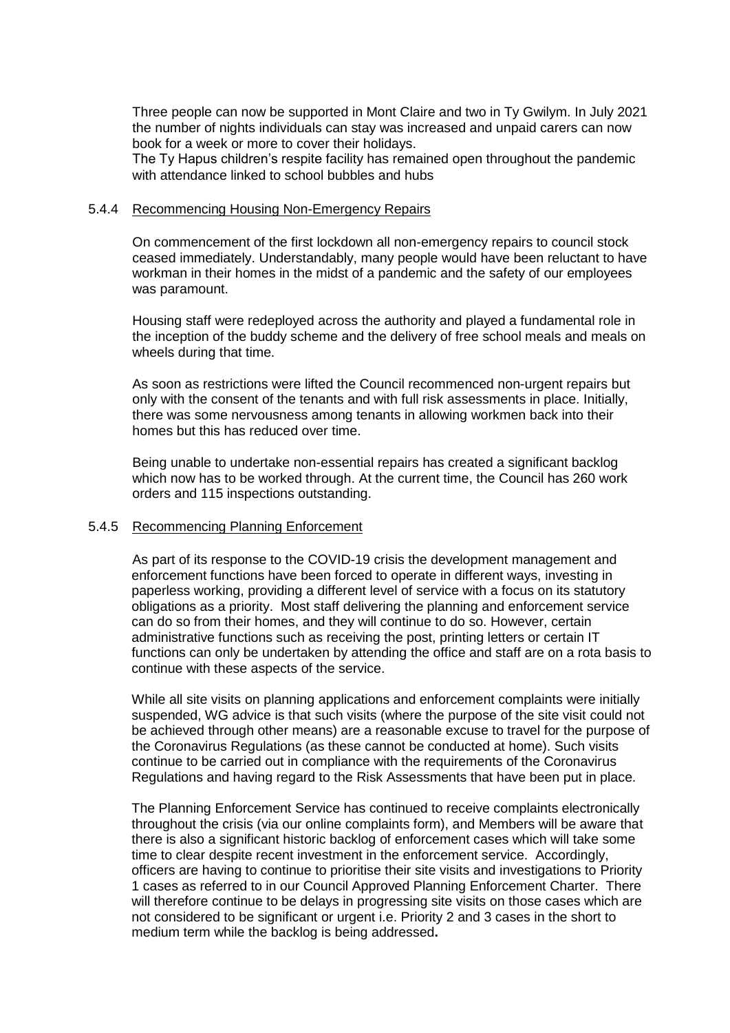Three people can now be supported in Mont Claire and two in Ty Gwilym. In July 2021 the number of nights individuals can stay was increased and unpaid carers can now book for a week or more to cover their holidays.
The Ty Hapus children's respite facility has remained open throughout the pandemic with attendance linked to school bubbles and hubs

#### 5.4.4 Recommencing Housing Non-Emergency Repairs

On commencement of the first lockdown all non-emergency repairs to council stock ceased immediately. Understandably, many people would have been reluctant to have workman in their homes in the midst of a pandemic and the safety of our employees was paramount.

Housing staff were redeployed across the authority and played a fundamental role in the inception of the buddy scheme and the delivery of free school meals and meals on wheels during that time.

As soon as restrictions were lifted the Council recommenced non-urgent repairs but only with the consent of the tenants and with full risk assessments in place. Initially, there was some nervousness among tenants in allowing workmen back into their homes but this has reduced over time.

Being unable to undertake non-essential repairs has created a significant backlog which now has to be worked through. At the current time, the Council has 260 work orders and 115 inspections outstanding.

#### 5.4.5 Recommencing Planning Enforcement

As part of its response to the COVID-19 crisis the development management and enforcement functions have been forced to operate in different ways, investing in paperless working, providing a different level of service with a focus on its statutory obligations as a priority. Most staff delivering the planning and enforcement service can do so from their homes, and they will continue to do so. However, certain administrative functions such as receiving the post, printing letters or certain IT functions can only be undertaken by attending the office and staff are on a rota basis to continue with these aspects of the service.

While all site visits on planning applications and enforcement complaints were initially suspended, WG advice is that such visits (where the purpose of the site visit could not be achieved through other means) are a reasonable excuse to travel for the purpose of the Coronavirus Regulations (as these cannot be conducted at home). Such visits continue to be carried out in compliance with the requirements of the Coronavirus Regulations and having regard to the Risk Assessments that have been put in place.

The Planning Enforcement Service has continued to receive complaints electronically throughout the crisis (via our online complaints form), and Members will be aware that there is also a significant historic backlog of enforcement cases which will take some time to clear despite recent investment in the enforcement service. Accordingly, officers are having to continue to prioritise their site visits and investigations to Priority 1 cases as referred to in our Council Approved Planning Enforcement Charter. There will therefore continue to be delays in progressing site visits on those cases which are not considered to be significant or urgent i.e. Priority 2 and 3 cases in the short to medium term while the backlog is being addressed**.**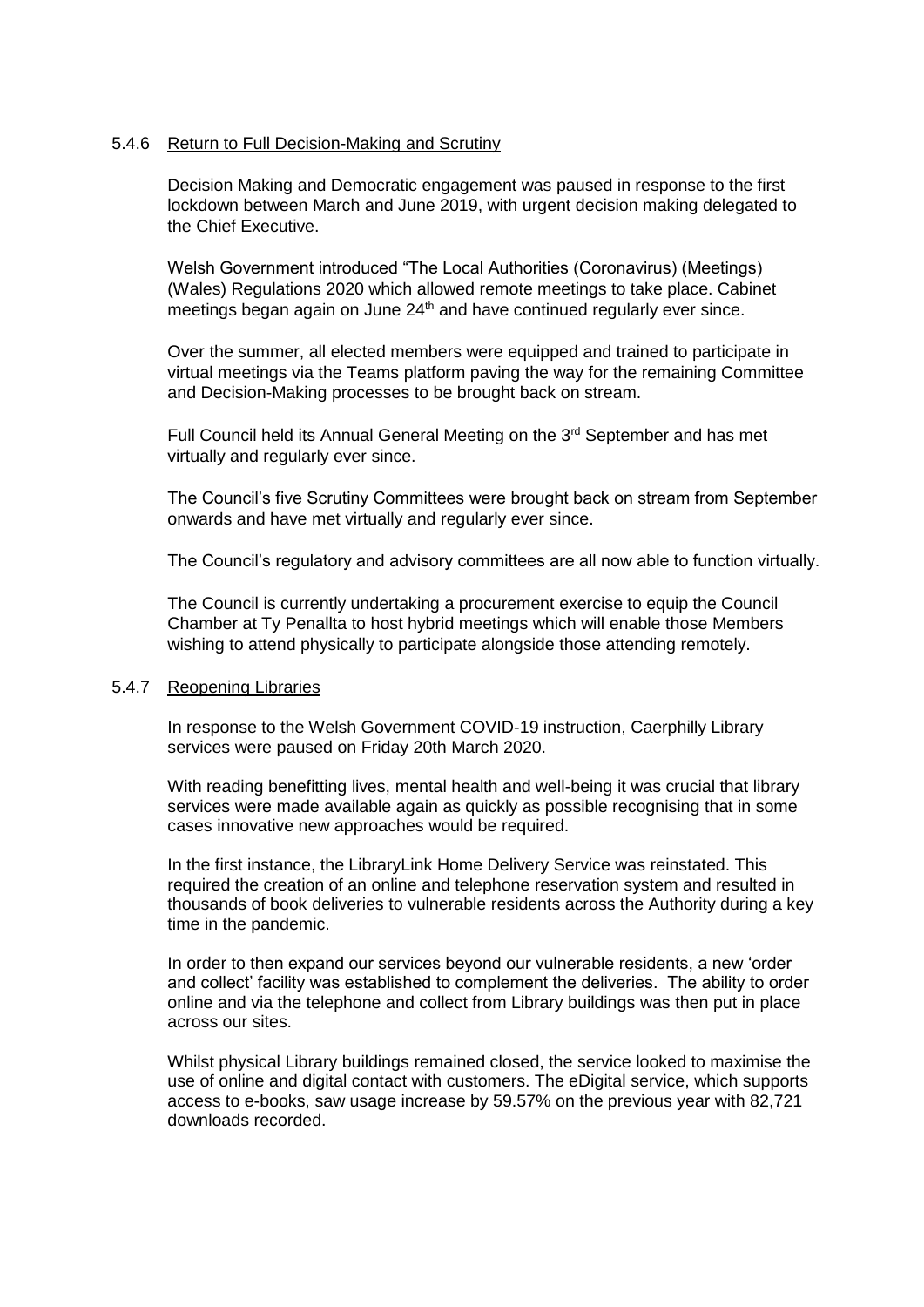5.4.6 Return to Full Decision-Making and Scrutiny

Decision Making and Democratic engagement was paused in response to the first lockdown between March and June 2019, with urgent decision making delegated to the Chief Executive.

Welsh Government introduced "The Local Authorities (Coronavirus) (Meetings) (Wales) Regulations 2020 which allowed remote meetings to take place. Cabinet meetings began again on June 24th and have continued regularly ever since.

Over the summer, all elected members were equipped and trained to participate in virtual meetings via the Teams platform paving the way for the remaining Committee and Decision-Making processes to be brought back on stream.

Full Council held its Annual General Meeting on the 3rd September and has met virtually and regularly ever since.

The Council's five Scrutiny Committees were brought back on stream from September onwards and have met virtually and regularly ever since.

The Council's regulatory and advisory committees are all now able to function virtually.

The Council is currently undertaking a procurement exercise to equip the Council Chamber at Ty Penallta to host hybrid meetings which will enable those Members wishing to attend physically to participate alongside those attending remotely.

5.4.7 Reopening Libraries

In response to the Welsh Government COVID-19 instruction, Caerphilly Library services were paused on Friday 20th March 2020.

With reading benefitting lives, mental health and well-being it was crucial that library services were made available again as quickly as possible recognising that in some cases innovative new approaches would be required.

In the first instance, the LibraryLink Home Delivery Service was reinstated. This required the creation of an online and telephone reservation system and resulted in thousands of book deliveries to vulnerable residents across the Authority during a key time in the pandemic.

In order to then expand our services beyond our vulnerable residents, a new 'order and collect' facility was established to complement the deliveries. The ability to order online and via the telephone and collect from Library buildings was then put in place across our sites.

Whilst physical Library buildings remained closed, the service looked to maximise the use of online and digital contact with customers. The eDigital service, which supports access to e-books, saw usage increase by 59.57% on the previous year with 82,721 downloads recorded.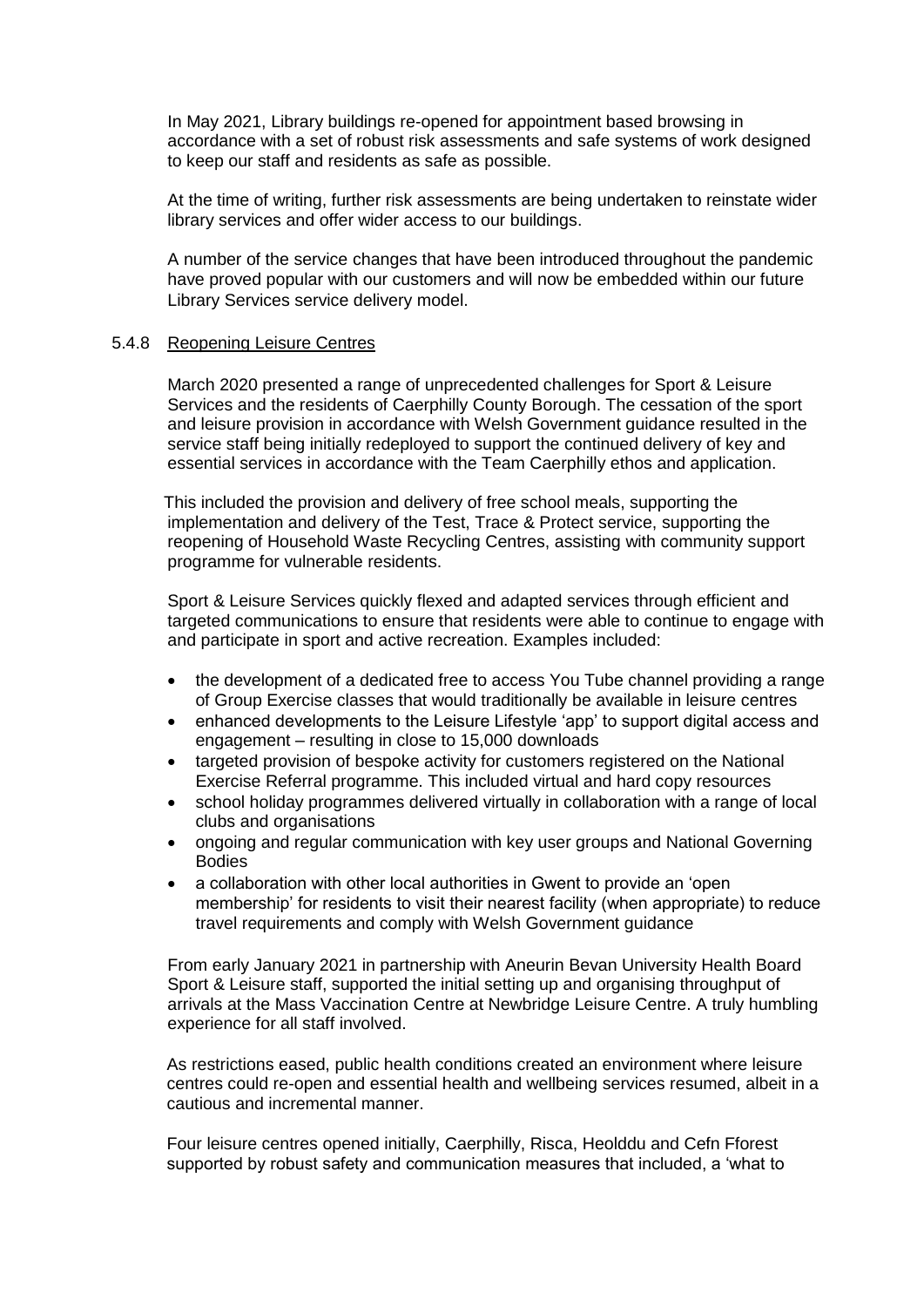In May 2021, Library buildings re-opened for appointment based browsing in accordance with a set of robust risk assessments and safe systems of work designed to keep our staff and residents as safe as possible.

At the time of writing, further risk assessments are being undertaken to reinstate wider library services and offer wider access to our buildings.

A number of the service changes that have been introduced throughout the pandemic have proved popular with our customers and will now be embedded within our future Library Services service delivery model.

5.4.8 Reopening Leisure Centres

March 2020 presented a range of unprecedented challenges for Sport & Leisure Services and the residents of Caerphilly County Borough. The cessation of the sport and leisure provision in accordance with Welsh Government guidance resulted in the service staff being initially redeployed to support the continued delivery of key and essential services in accordance with the Team Caerphilly ethos and application.

This included the provision and delivery of free school meals, supporting the implementation and delivery of the Test, Trace & Protect service, supporting the reopening of Household Waste Recycling Centres, assisting with community support programme for vulnerable residents.

Sport & Leisure Services quickly flexed and adapted services through efficient and targeted communications to ensure that residents were able to continue to engage with and participate in sport and active recreation. Examples included:

- the development of a dedicated free to access You Tube channel providing a range of Group Exercise classes that would traditionally be available in leisure centres
- enhanced developments to the Leisure Lifestyle 'app' to support digital access and engagement – resulting in close to 15,000 downloads
- targeted provision of bespoke activity for customers registered on the National Exercise Referral programme. This included virtual and hard copy resources
- school holiday programmes delivered virtually in collaboration with a range of local clubs and organisations
- ongoing and regular communication with key user groups and National Governing Bodies
- a collaboration with other local authorities in Gwent to provide an 'open membership' for residents to visit their nearest facility (when appropriate) to reduce travel requirements and comply with Welsh Government guidance

From early January 2021 in partnership with Aneurin Bevan University Health Board Sport & Leisure staff, supported the initial setting up and organising throughput of arrivals at the Mass Vaccination Centre at Newbridge Leisure Centre. A truly humbling experience for all staff involved.

As restrictions eased, public health conditions created an environment where leisure centres could re-open and essential health and wellbeing services resumed, albeit in a cautious and incremental manner.

Four leisure centres opened initially, Caerphilly, Risca, Heolddu and Cefn Fforest supported by robust safety and communication measures that included, a 'what to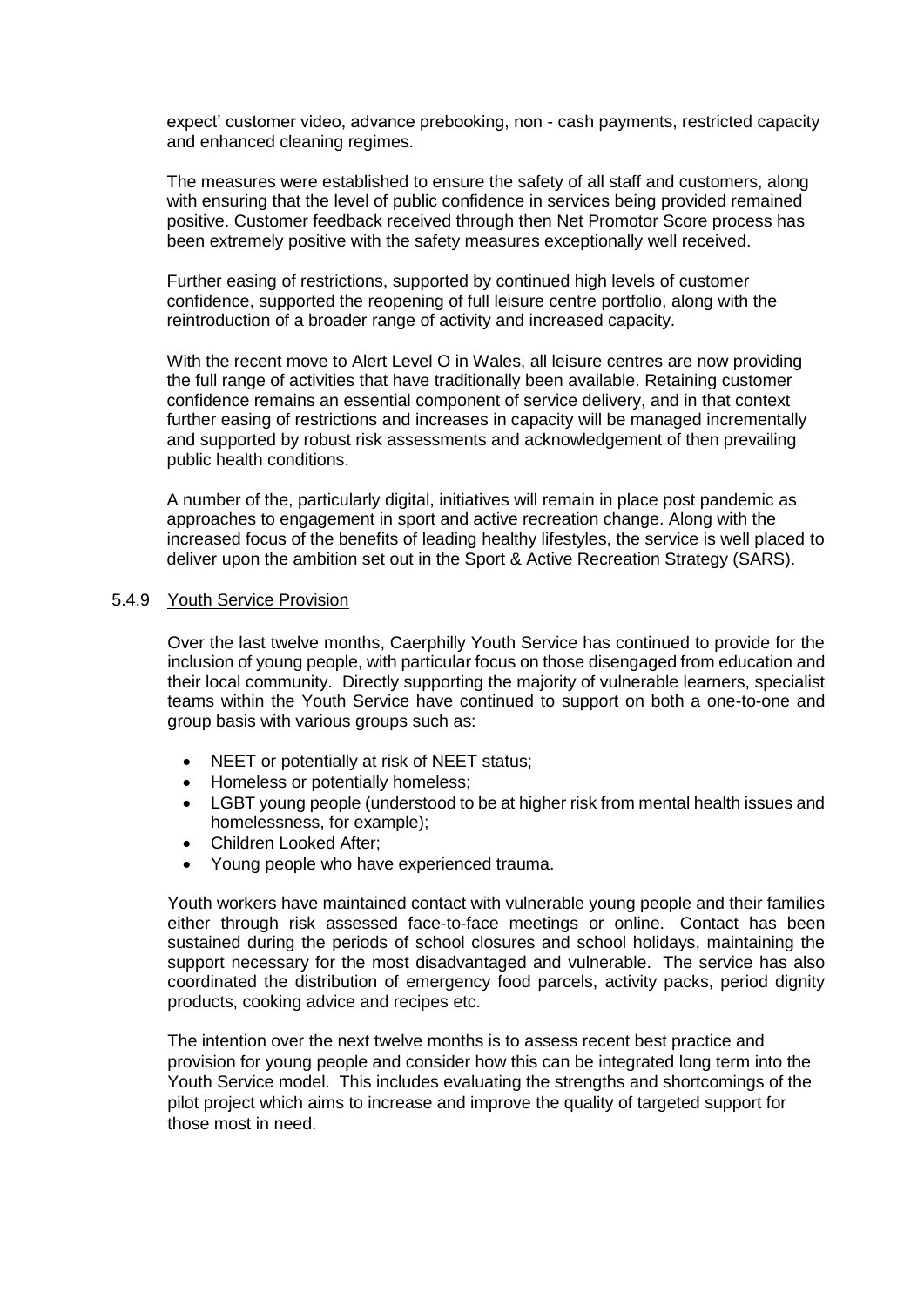expect' customer video, advance prebooking, non - cash payments, restricted capacity and enhanced cleaning regimes.

The measures were established to ensure the safety of all staff and customers, along with ensuring that the level of public confidence in services being provided remained positive. Customer feedback received through then Net Promotor Score process has been extremely positive with the safety measures exceptionally well received.

Further easing of restrictions, supported by continued high levels of customer confidence, supported the reopening of full leisure centre portfolio, along with the reintroduction of a broader range of activity and increased capacity.

With the recent move to Alert Level O in Wales, all leisure centres are now providing the full range of activities that have traditionally been available. Retaining customer confidence remains an essential component of service delivery, and in that context further easing of restrictions and increases in capacity will be managed incrementally and supported by robust risk assessments and acknowledgement of then prevailing public health conditions.

A number of the, particularly digital, initiatives will remain in place post pandemic as approaches to engagement in sport and active recreation change. Along with the increased focus of the benefits of leading healthy lifestyles, the service is well placed to deliver upon the ambition set out in the Sport & Active Recreation Strategy (SARS).

5.4.9 Youth Service Provision

Over the last twelve months, Caerphilly Youth Service has continued to provide for the inclusion of young people, with particular focus on those disengaged from education and their local community. Directly supporting the majority of vulnerable learners, specialist teams within the Youth Service have continued to support on both a one-to-one and group basis with various groups such as:

- NEET or potentially at risk of NEET status;
- Homeless or potentially homeless;
- LGBT young people (understood to be at higher risk from mental health issues and homelessness, for example);
- Children Looked After;
- Young people who have experienced trauma.

Youth workers have maintained contact with vulnerable young people and their families either through risk assessed face-to-face meetings or online. Contact has been sustained during the periods of school closures and school holidays, maintaining the support necessary for the most disadvantaged and vulnerable. The service has also coordinated the distribution of emergency food parcels, activity packs, period dignity products, cooking advice and recipes etc.

The intention over the next twelve months is to assess recent best practice and provision for young people and consider how this can be integrated long term into the Youth Service model. This includes evaluating the strengths and shortcomings of the pilot project which aims to increase and improve the quality of targeted support for those most in need.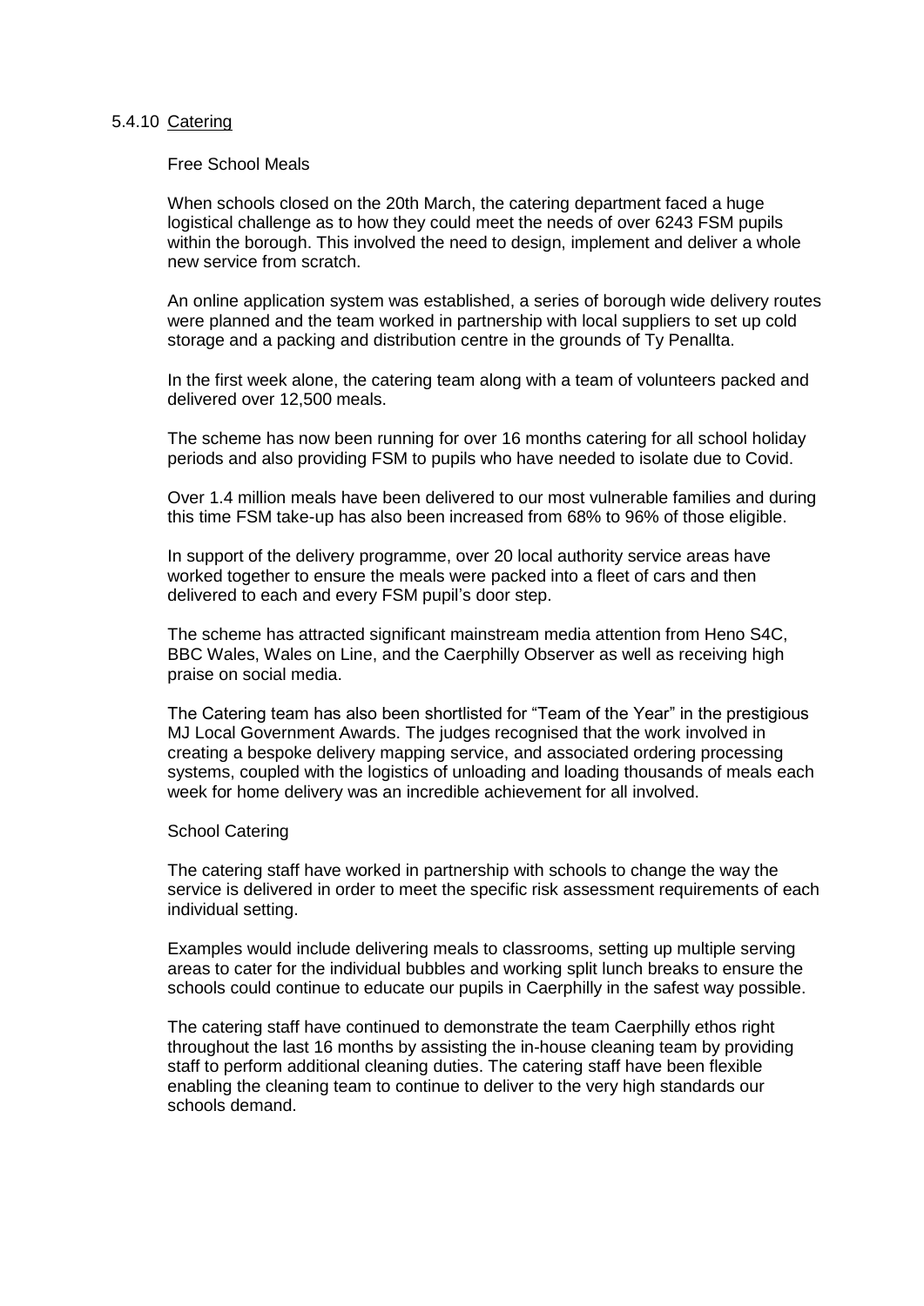### 5.4.10 Catering

#### Free School Meals

When schools closed on the 20th March, the catering department faced a huge logistical challenge as to how they could meet the needs of over 6243 FSM pupils within the borough. This involved the need to design, implement and deliver a whole new service from scratch.

An online application system was established, a series of borough wide delivery routes were planned and the team worked in partnership with local suppliers to set up cold storage and a packing and distribution centre in the grounds of Ty Penallta.

In the first week alone, the catering team along with a team of volunteers packed and delivered over 12,500 meals.

The scheme has now been running for over 16 months catering for all school holiday periods and also providing FSM to pupils who have needed to isolate due to Covid.

Over 1.4 million meals have been delivered to our most vulnerable families and during this time FSM take-up has also been increased from 68% to 96% of those eligible.

In support of the delivery programme, over 20 local authority service areas have worked together to ensure the meals were packed into a fleet of cars and then delivered to each and every FSM pupil's door step.

The scheme has attracted significant mainstream media attention from Heno S4C, BBC Wales, Wales on Line, and the Caerphilly Observer as well as receiving high praise on social media.

The Catering team has also been shortlisted for "Team of the Year" in the prestigious MJ Local Government Awards. The judges recognised that the work involved in creating a bespoke delivery mapping service, and associated ordering processing systems, coupled with the logistics of unloading and loading thousands of meals each week for home delivery was an incredible achievement for all involved.

#### School Catering

The catering staff have worked in partnership with schools to change the way the service is delivered in order to meet the specific risk assessment requirements of each individual setting.

Examples would include delivering meals to classrooms, setting up multiple serving areas to cater for the individual bubbles and working split lunch breaks to ensure the schools could continue to educate our pupils in Caerphilly in the safest way possible.

The catering staff have continued to demonstrate the team Caerphilly ethos right throughout the last 16 months by assisting the in-house cleaning team by providing staff to perform additional cleaning duties. The catering staff have been flexible enabling the cleaning team to continue to deliver to the very high standards our schools demand.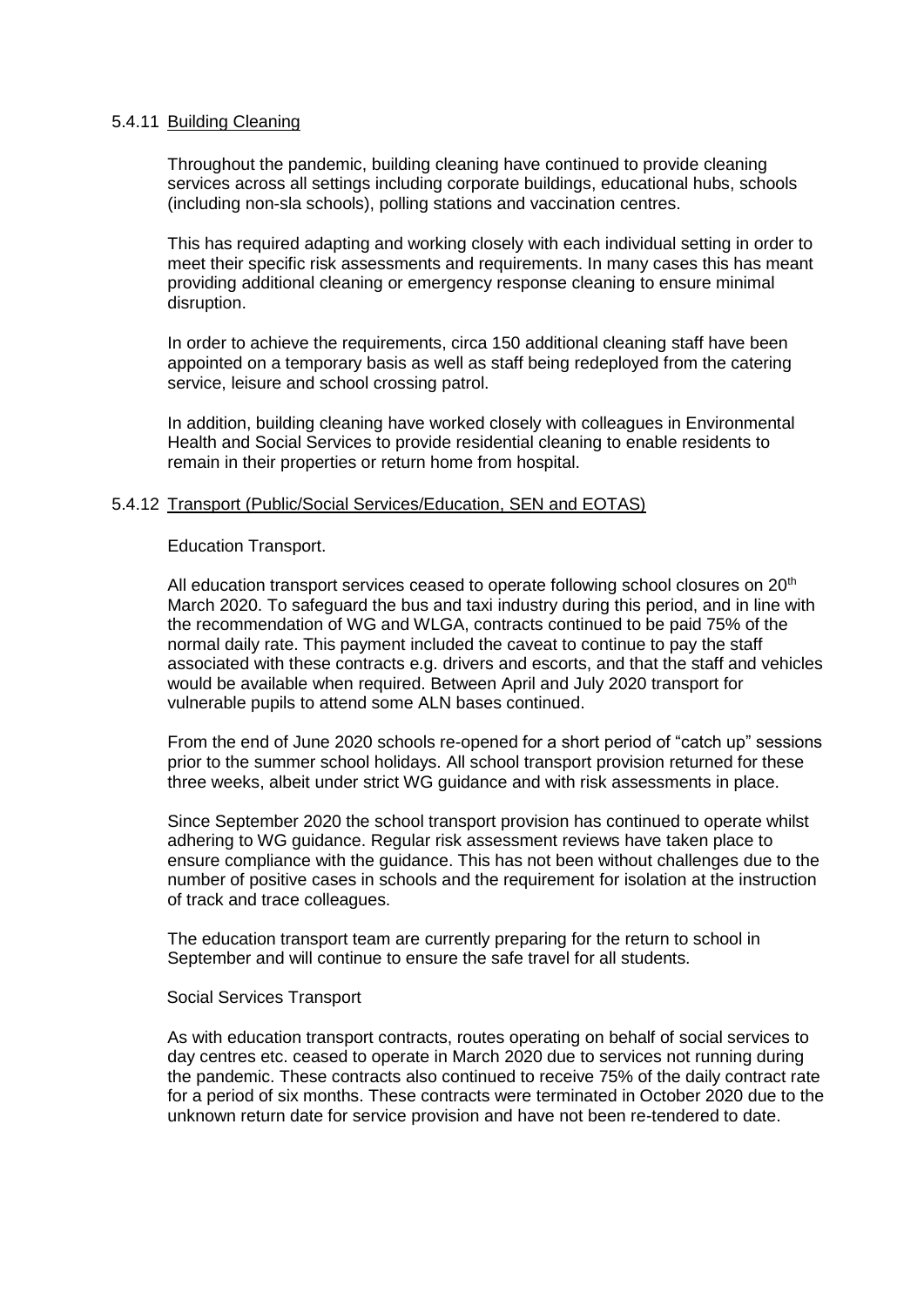#### 5.4.11 Building Cleaning

Throughout the pandemic, building cleaning have continued to provide cleaning services across all settings including corporate buildings, educational hubs, schools (including non-sla schools), polling stations and vaccination centres.

This has required adapting and working closely with each individual setting in order to meet their specific risk assessments and requirements. In many cases this has meant providing additional cleaning or emergency response cleaning to ensure minimal disruption.

In order to achieve the requirements, circa 150 additional cleaning staff have been appointed on a temporary basis as well as staff being redeployed from the catering service, leisure and school crossing patrol.

In addition, building cleaning have worked closely with colleagues in Environmental Health and Social Services to provide residential cleaning to enable residents to remain in their properties or return home from hospital.

#### 5.4.12 Transport (Public/Social Services/Education, SEN and EOTAS)

Education Transport.

All education transport services ceased to operate following school closures on 20th March 2020. To safeguard the bus and taxi industry during this period, and in line with the recommendation of WG and WLGA, contracts continued to be paid 75% of the normal daily rate. This payment included the caveat to continue to pay the staff associated with these contracts e.g. drivers and escorts, and that the staff and vehicles would be available when required. Between April and July 2020 transport for vulnerable pupils to attend some ALN bases continued.

From the end of June 2020 schools re-opened for a short period of "catch up" sessions prior to the summer school holidays. All school transport provision returned for these three weeks, albeit under strict WG guidance and with risk assessments in place.

Since September 2020 the school transport provision has continued to operate whilst adhering to WG guidance. Regular risk assessment reviews have taken place to ensure compliance with the guidance. This has not been without challenges due to the number of positive cases in schools and the requirement for isolation at the instruction of track and trace colleagues.

The education transport team are currently preparing for the return to school in September and will continue to ensure the safe travel for all students.

Social Services Transport

As with education transport contracts, routes operating on behalf of social services to day centres etc. ceased to operate in March 2020 due to services not running during the pandemic. These contracts also continued to receive 75% of the daily contract rate for a period of six months. These contracts were terminated in October 2020 due to the unknown return date for service provision and have not been re-tendered to date.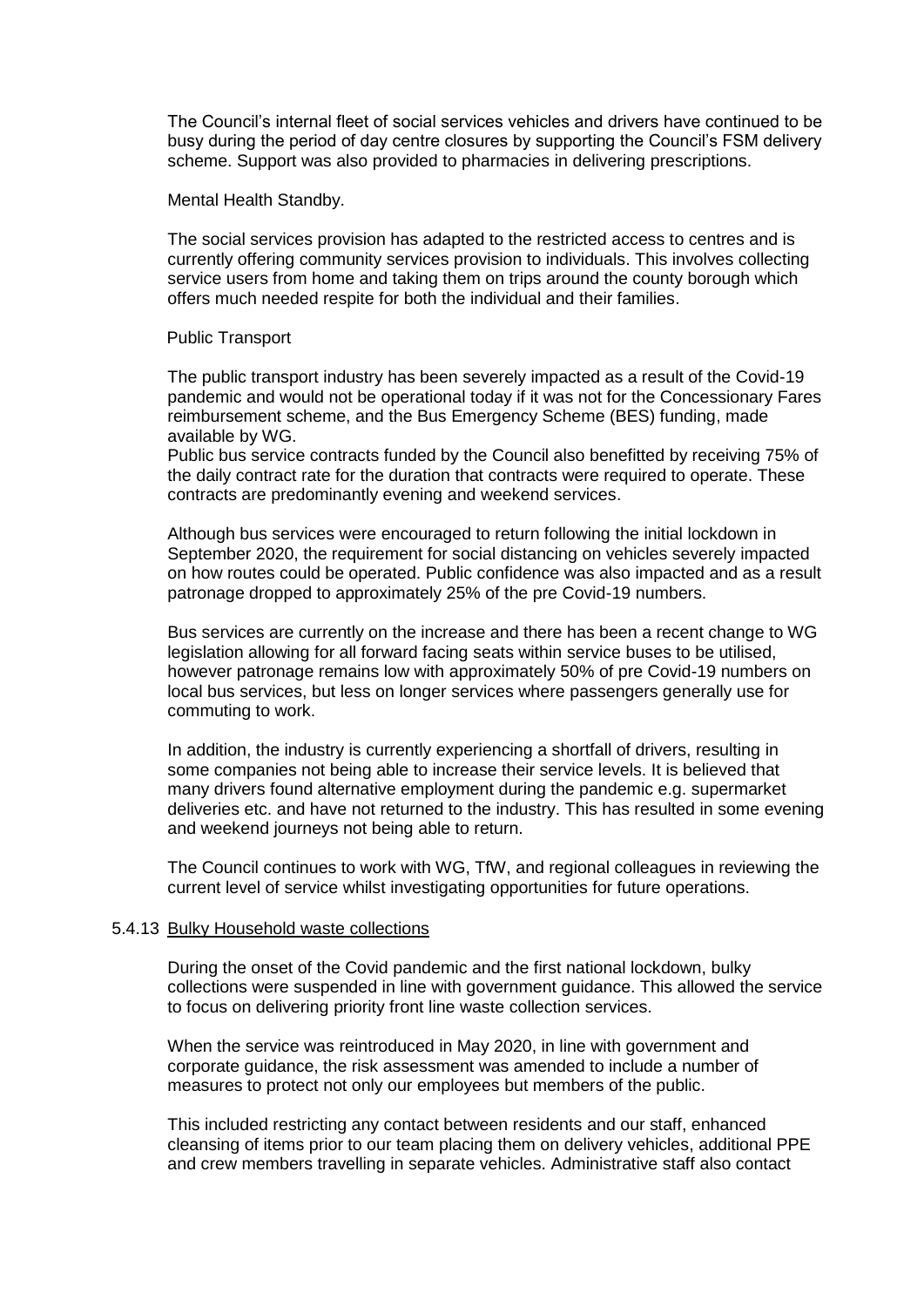The Council's internal fleet of social services vehicles and drivers have continued to be busy during the period of day centre closures by supporting the Council's FSM delivery scheme. Support was also provided to pharmacies in delivering prescriptions.

Mental Health Standby.

The social services provision has adapted to the restricted access to centres and is currently offering community services provision to individuals. This involves collecting service users from home and taking them on trips around the county borough which offers much needed respite for both the individual and their families.

Public Transport

The public transport industry has been severely impacted as a result of the Covid-19 pandemic and would not be operational today if it was not for the Concessionary Fares reimbursement scheme, and the Bus Emergency Scheme (BES) funding, made available by WG.
Public bus service contracts funded by the Council also benefitted by receiving 75% of the daily contract rate for the duration that contracts were required to operate. These contracts are predominantly evening and weekend services.

Although bus services were encouraged to return following the initial lockdown in September 2020, the requirement for social distancing on vehicles severely impacted on how routes could be operated. Public confidence was also impacted and as a result patronage dropped to approximately 25% of the pre Covid-19 numbers.

Bus services are currently on the increase and there has been a recent change to WG legislation allowing for all forward facing seats within service buses to be utilised, however patronage remains low with approximately 50% of pre Covid-19 numbers on local bus services, but less on longer services where passengers generally use for commuting to work.

In addition, the industry is currently experiencing a shortfall of drivers, resulting in some companies not being able to increase their service levels. It is believed that many drivers found alternative employment during the pandemic e.g. supermarket deliveries etc. and have not returned to the industry. This has resulted in some evening and weekend journeys not being able to return.

The Council continues to work with WG, TfW, and regional colleagues in reviewing the current level of service whilst investigating opportunities for future operations.

5.4.13 Bulky Household waste collections

During the onset of the Covid pandemic and the first national lockdown, bulky collections were suspended in line with government guidance. This allowed the service to focus on delivering priority front line waste collection services.

When the service was reintroduced in May 2020, in line with government and corporate guidance, the risk assessment was amended to include a number of measures to protect not only our employees but members of the public.

This included restricting any contact between residents and our staff, enhanced cleansing of items prior to our team placing them on delivery vehicles, additional PPE and crew members travelling in separate vehicles. Administrative staff also contact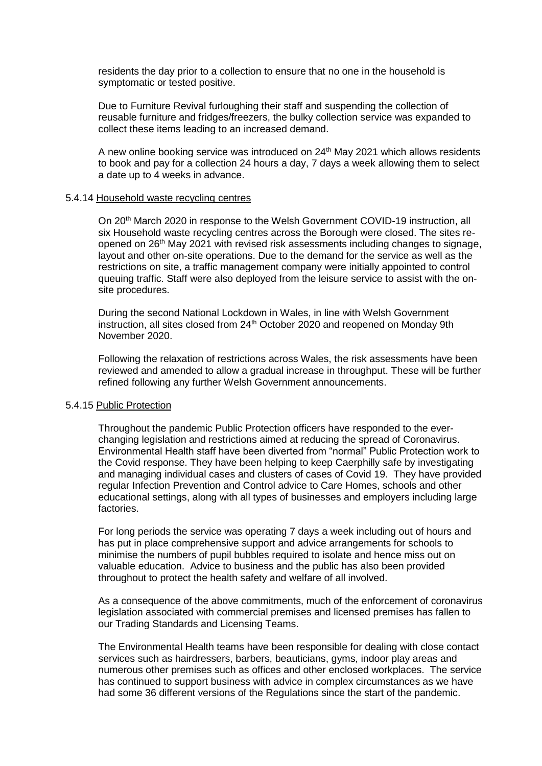residents the day prior to a collection to ensure that no one in the household is symptomatic or tested positive.

Due to Furniture Revival furloughing their staff and suspending the collection of reusable furniture and fridges/freezers, the bulky collection service was expanded to collect these items leading to an increased demand.

A new online booking service was introduced on 24th May 2021 which allows residents to book and pay for a collection 24 hours a day, 7 days a week allowing them to select a date up to 4 weeks in advance.

5.4.14 Household waste recycling centres

On 20th March 2020 in response to the Welsh Government COVID-19 instruction, all six Household waste recycling centres across the Borough were closed. The sites re-opened on 26th May 2021 with revised risk assessments including changes to signage, layout and other on-site operations. Due to the demand for the service as well as the restrictions on site, a traffic management company were initially appointed to control queuing traffic. Staff were also deployed from the leisure service to assist with the on-site procedures.

During the second National Lockdown in Wales, in line with Welsh Government instruction, all sites closed from 24th October 2020 and reopened on Monday 9th November 2020.

Following the relaxation of restrictions across Wales, the risk assessments have been reviewed and amended to allow a gradual increase in throughput. These will be further refined following any further Welsh Government announcements.

5.4.15 Public Protection

Throughout the pandemic Public Protection officers have responded to the ever-changing legislation and restrictions aimed at reducing the spread of Coronavirus. Environmental Health staff have been diverted from "normal" Public Protection work to the Covid response. They have been helping to keep Caerphilly safe by investigating and managing individual cases and clusters of cases of Covid 19. They have provided regular Infection Prevention and Control advice to Care Homes, schools and other educational settings, along with all types of businesses and employers including large factories.

For long periods the service was operating 7 days a week including out of hours and has put in place comprehensive support and advice arrangements for schools to minimise the numbers of pupil bubbles required to isolate and hence miss out on valuable education. Advice to business and the public has also been provided throughout to protect the health safety and welfare of all involved.

As a consequence of the above commitments, much of the enforcement of coronavirus legislation associated with commercial premises and licensed premises has fallen to our Trading Standards and Licensing Teams.

The Environmental Health teams have been responsible for dealing with close contact services such as hairdressers, barbers, beauticians, gyms, indoor play areas and numerous other premises such as offices and other enclosed workplaces. The service has continued to support business with advice in complex circumstances as we have had some 36 different versions of the Regulations since the start of the pandemic.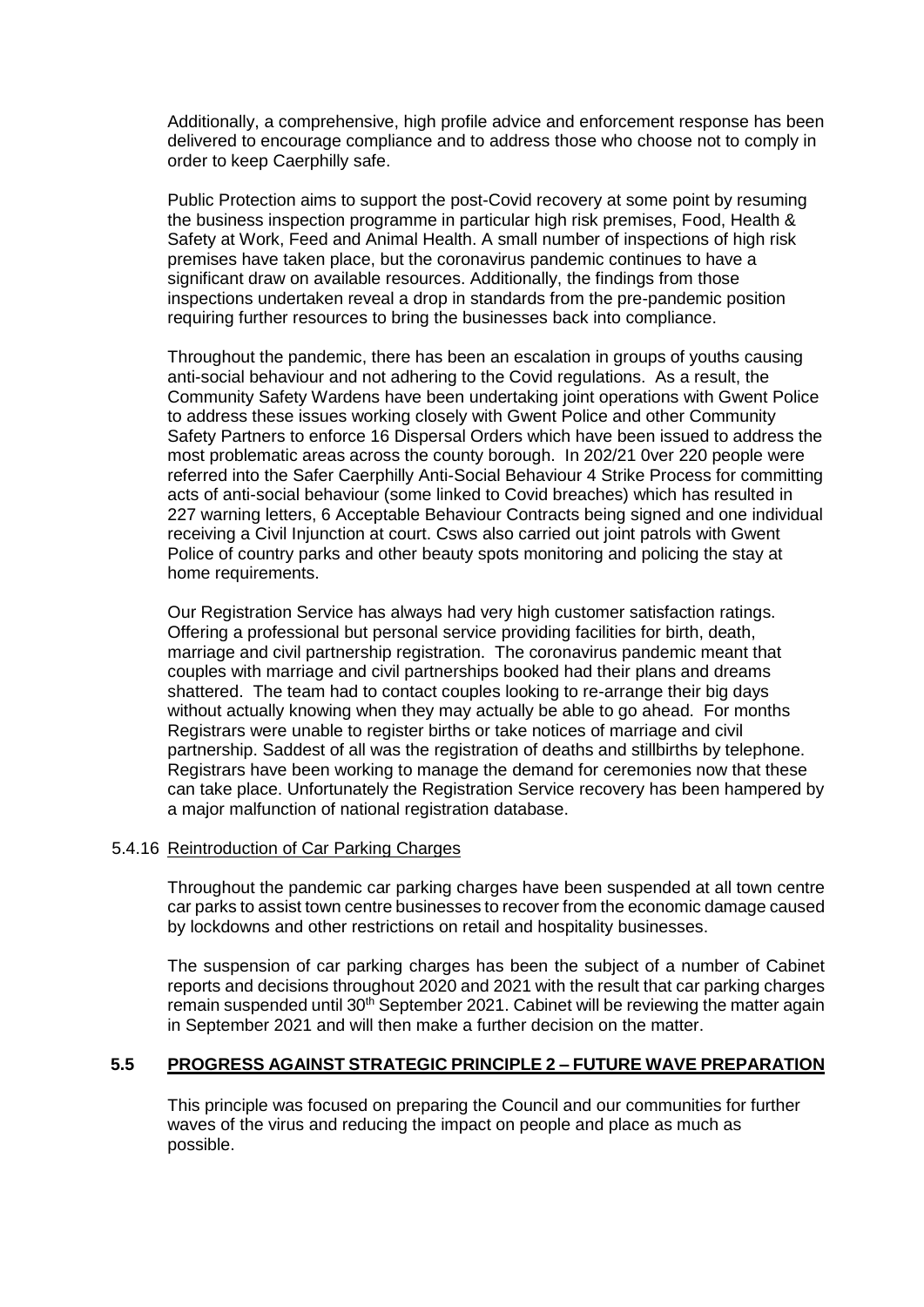Additionally, a comprehensive, high profile advice and enforcement response has been delivered to encourage compliance and to address those who choose not to comply in order to keep Caerphilly safe.

Public Protection aims to support the post-Covid recovery at some point by resuming the business inspection programme in particular high risk premises, Food, Health & Safety at Work, Feed and Animal Health. A small number of inspections of high risk premises have taken place, but the coronavirus pandemic continues to have a significant draw on available resources. Additionally, the findings from those inspections undertaken reveal a drop in standards from the pre-pandemic position requiring further resources to bring the businesses back into compliance.

Throughout the pandemic, there has been an escalation in groups of youths causing anti-social behaviour and not adhering to the Covid regulations. As a result, the Community Safety Wardens have been undertaking joint operations with Gwent Police to address these issues working closely with Gwent Police and other Community Safety Partners to enforce 16 Dispersal Orders which have been issued to address the most problematic areas across the county borough. In 202/21 0ver 220 people were referred into the Safer Caerphilly Anti-Social Behaviour 4 Strike Process for committing acts of anti-social behaviour (some linked to Covid breaches) which has resulted in 227 warning letters, 6 Acceptable Behaviour Contracts being signed and one individual receiving a Civil Injunction at court. Csws also carried out joint patrols with Gwent Police of country parks and other beauty spots monitoring and policing the stay at home requirements.

Our Registration Service has always had very high customer satisfaction ratings. Offering a professional but personal service providing facilities for birth, death, marriage and civil partnership registration. The coronavirus pandemic meant that couples with marriage and civil partnerships booked had their plans and dreams shattered. The team had to contact couples looking to re-arrange their big days without actually knowing when they may actually be able to go ahead. For months Registrars were unable to register births or take notices of marriage and civil partnership. Saddest of all was the registration of deaths and stillbirths by telephone. Registrars have been working to manage the demand for ceremonies now that these can take place. Unfortunately the Registration Service recovery has been hampered by a major malfunction of national registration database.

5.4.16 Reintroduction of Car Parking Charges

Throughout the pandemic car parking charges have been suspended at all town centre car parks to assist town centre businesses to recover from the economic damage caused by lockdowns and other restrictions on retail and hospitality businesses.

The suspension of car parking charges has been the subject of a number of Cabinet reports and decisions throughout 2020 and 2021 with the result that car parking charges remain suspended until 30th September 2021. Cabinet will be reviewing the matter again in September 2021 and will then make a further decision on the matter.

## 5.5 PROGRESS AGAINST STRATEGIC PRINCIPLE 2 – FUTURE WAVE PREPARATION

This principle was focused on preparing the Council and our communities for further waves of the virus and reducing the impact on people and place as much as possible.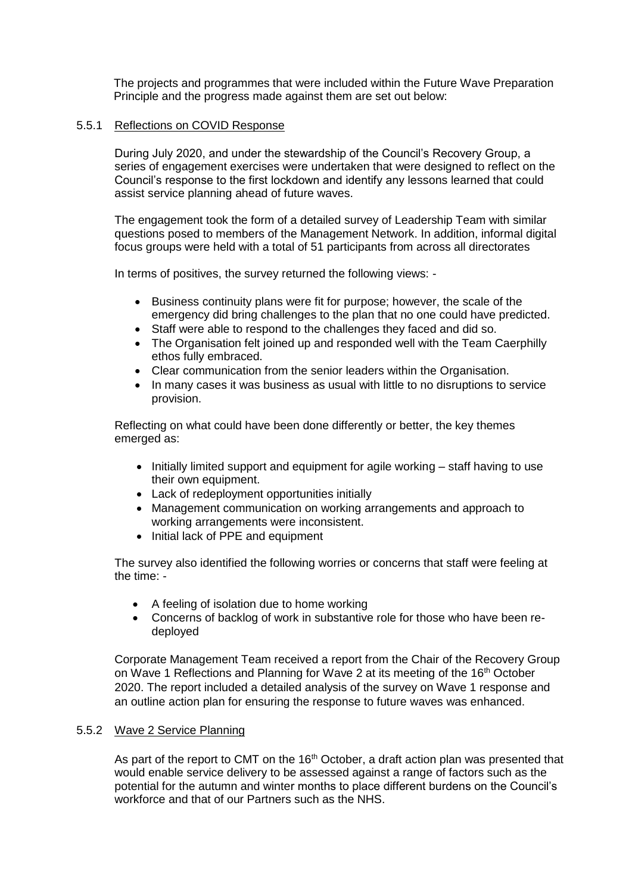The projects and programmes that were included within the Future Wave Preparation Principle and the progress made against them are set out below:

### 5.5.1 Reflections on COVID Response

During July 2020, and under the stewardship of the Council's Recovery Group, a series of engagement exercises were undertaken that were designed to reflect on the Council's response to the first lockdown and identify any lessons learned that could assist service planning ahead of future waves.

The engagement took the form of a detailed survey of Leadership Team with similar questions posed to members of the Management Network. In addition, informal digital focus groups were held with a total of 51 participants from across all directorates

In terms of positives, the survey returned the following views: -

- Business continuity plans were fit for purpose; however, the scale of the emergency did bring challenges to the plan that no one could have predicted.
- Staff were able to respond to the challenges they faced and did so.
- The Organisation felt joined up and responded well with the Team Caerphilly ethos fully embraced.
- Clear communication from the senior leaders within the Organisation.
- In many cases it was business as usual with little to no disruptions to service provision.

Reflecting on what could have been done differently or better, the key themes emerged as:

- Initially limited support and equipment for agile working – staff having to use their own equipment.
- Lack of redeployment opportunities initially
- Management communication on working arrangements and approach to working arrangements were inconsistent.
- Initial lack of PPE and equipment

The survey also identified the following worries or concerns that staff were feeling at the time: -

- A feeling of isolation due to home working
- Concerns of backlog of work in substantive role for those who have been re-deployed

Corporate Management Team received a report from the Chair of the Recovery Group on Wave 1 Reflections and Planning for Wave 2 at its meeting of the 16th October 2020. The report included a detailed analysis of the survey on Wave 1 response and an outline action plan for ensuring the response to future waves was enhanced.

### 5.5.2 Wave 2 Service Planning

As part of the report to CMT on the 16th October, a draft action plan was presented that would enable service delivery to be assessed against a range of factors such as the potential for the autumn and winter months to place different burdens on the Council's workforce and that of our Partners such as the NHS.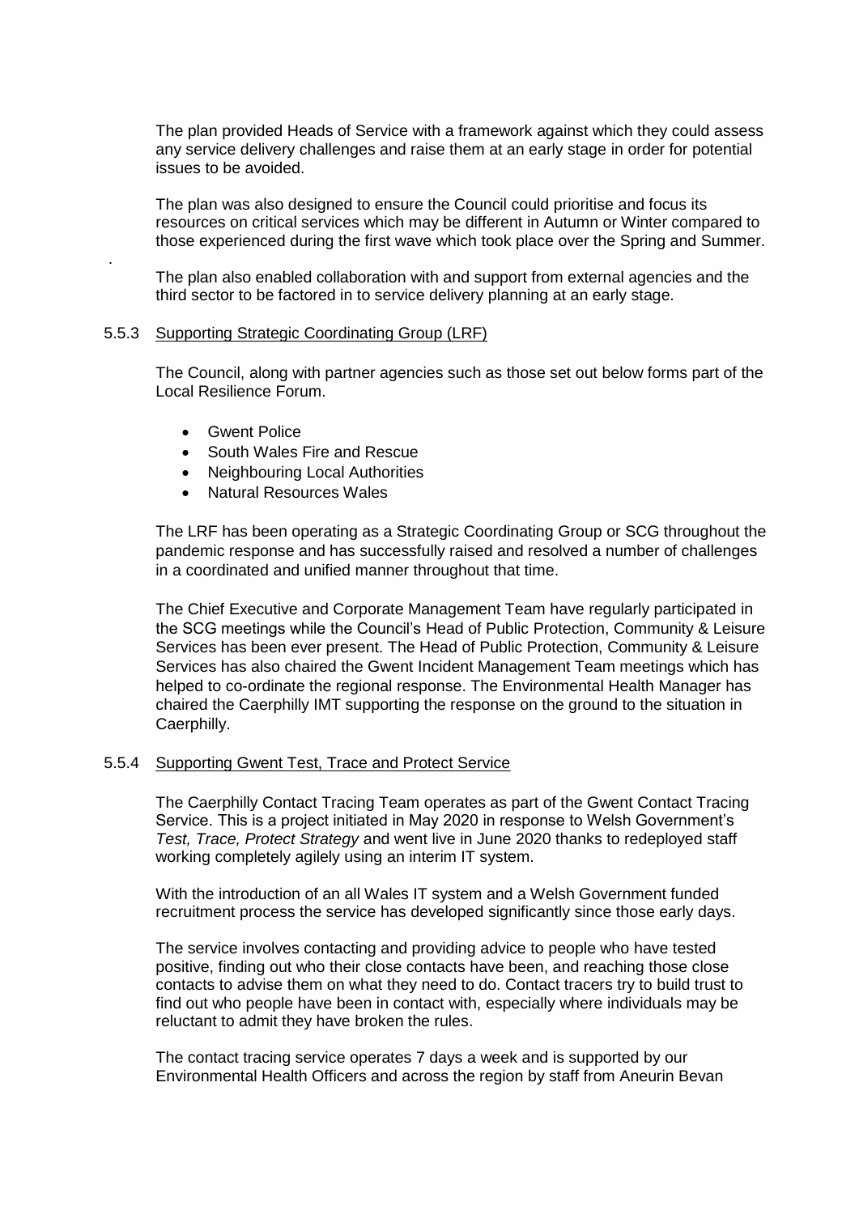The plan provided Heads of Service with a framework against which they could assess any service delivery challenges and raise them at an early stage in order for potential issues to be avoided.

The plan was also designed to ensure the Council could prioritise and focus its resources on critical services which may be different in Autumn or Winter compared to those experienced during the first wave which took place over the Spring and Summer.

The plan also enabled collaboration with and support from external agencies and the third sector to be factored in to service delivery planning at an early stage.

#### 5.5.3 Supporting Strategic Coordinating Group (LRF)

The Council, along with partner agencies such as those set out below forms part of the Local Resilience Forum.

- Gwent Police
- South Wales Fire and Rescue
- Neighbouring Local Authorities
- Natural Resources Wales

The LRF has been operating as a Strategic Coordinating Group or SCG throughout the pandemic response and has successfully raised and resolved a number of challenges in a coordinated and unified manner throughout that time.

The Chief Executive and Corporate Management Team have regularly participated in the SCG meetings while the Council's Head of Public Protection, Community & Leisure Services has been ever present. The Head of Public Protection, Community & Leisure Services has also chaired the Gwent Incident Management Team meetings which has helped to co-ordinate the regional response. The Environmental Health Manager has chaired the Caerphilly IMT supporting the response on the ground to the situation in Caerphilly.

#### 5.5.4 Supporting Gwent Test, Trace and Protect Service

The Caerphilly Contact Tracing Team operates as part of the Gwent Contact Tracing Service. This is a project initiated in May 2020 in response to Welsh Government's *Test, Trace, Protect Strategy* and went live in June 2020 thanks to redeployed staff working completely agilely using an interim IT system.

With the introduction of an all Wales IT system and a Welsh Government funded recruitment process the service has developed significantly since those early days.

The service involves contacting and providing advice to people who have tested positive, finding out who their close contacts have been, and reaching those close contacts to advise them on what they need to do. Contact tracers try to build trust to find out who people have been in contact with, especially where individuals may be reluctant to admit they have broken the rules.

The contact tracing service operates 7 days a week and is supported by our Environmental Health Officers and across the region by staff from Aneurin Bevan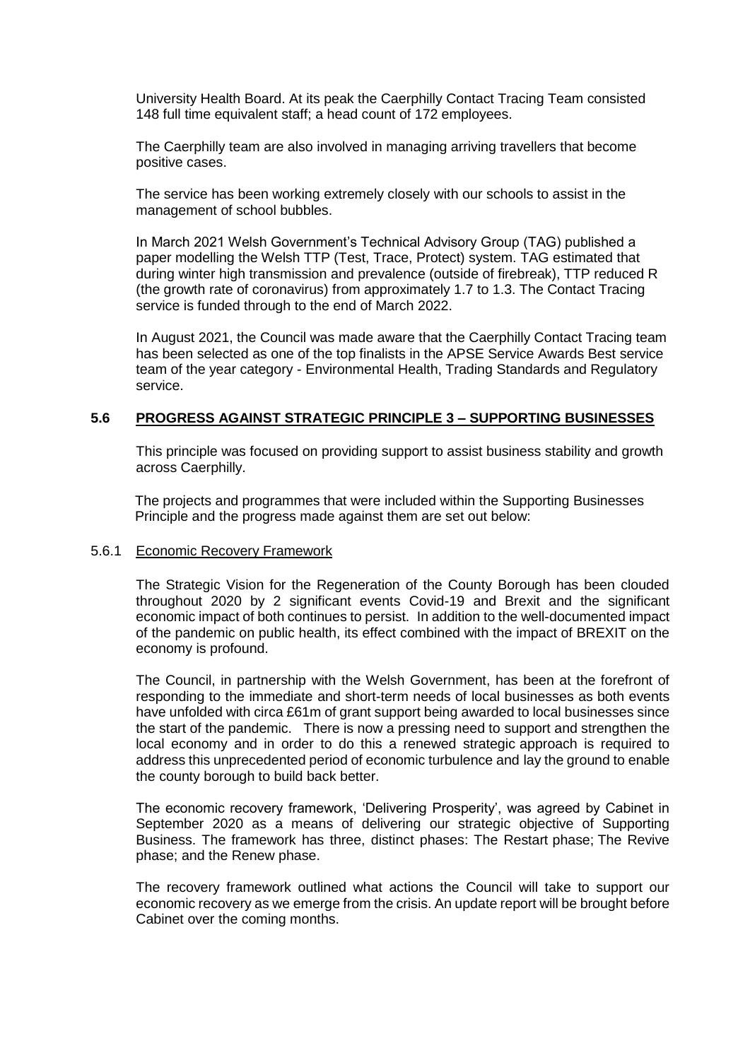University Health Board. At its peak the Caerphilly Contact Tracing Team consisted 148 full time equivalent staff; a head count of 172 employees.

The Caerphilly team are also involved in managing arriving travellers that become positive cases.

The service has been working extremely closely with our schools to assist in the management of school bubbles.

In March 2021 Welsh Government's Technical Advisory Group (TAG) published a paper modelling the Welsh TTP (Test, Trace, Protect) system. TAG estimated that during winter high transmission and prevalence (outside of firebreak), TTP reduced R (the growth rate of coronavirus) from approximately 1.7 to 1.3. The Contact Tracing service is funded through to the end of March 2022.

In August 2021, the Council was made aware that the Caerphilly Contact Tracing team has been selected as one of the top finalists in the APSE Service Awards Best service team of the year category - Environmental Health, Trading Standards and Regulatory service.

## 5.6 PROGRESS AGAINST STRATEGIC PRINCIPLE 3 – SUPPORTING BUSINESSES

This principle was focused on providing support to assist business stability and growth across Caerphilly.

The projects and programmes that were included within the Supporting Businesses Principle and the progress made against them are set out below:

### 5.6.1 Economic Recovery Framework

The Strategic Vision for the Regeneration of the County Borough has been clouded throughout 2020 by 2 significant events Covid-19 and Brexit and the significant economic impact of both continues to persist. In addition to the well-documented impact of the pandemic on public health, its effect combined with the impact of BREXIT on the economy is profound.

The Council, in partnership with the Welsh Government, has been at the forefront of responding to the immediate and short-term needs of local businesses as both events have unfolded with circa £61m of grant support being awarded to local businesses since the start of the pandemic. There is now a pressing need to support and strengthen the local economy and in order to do this a renewed strategic approach is required to address this unprecedented period of economic turbulence and lay the ground to enable the county borough to build back better.

The economic recovery framework, 'Delivering Prosperity', was agreed by Cabinet in September 2020 as a means of delivering our strategic objective of Supporting Business. The framework has three, distinct phases: The Restart phase; The Revive phase; and the Renew phase.

The recovery framework outlined what actions the Council will take to support our economic recovery as we emerge from the crisis. An update report will be brought before Cabinet over the coming months.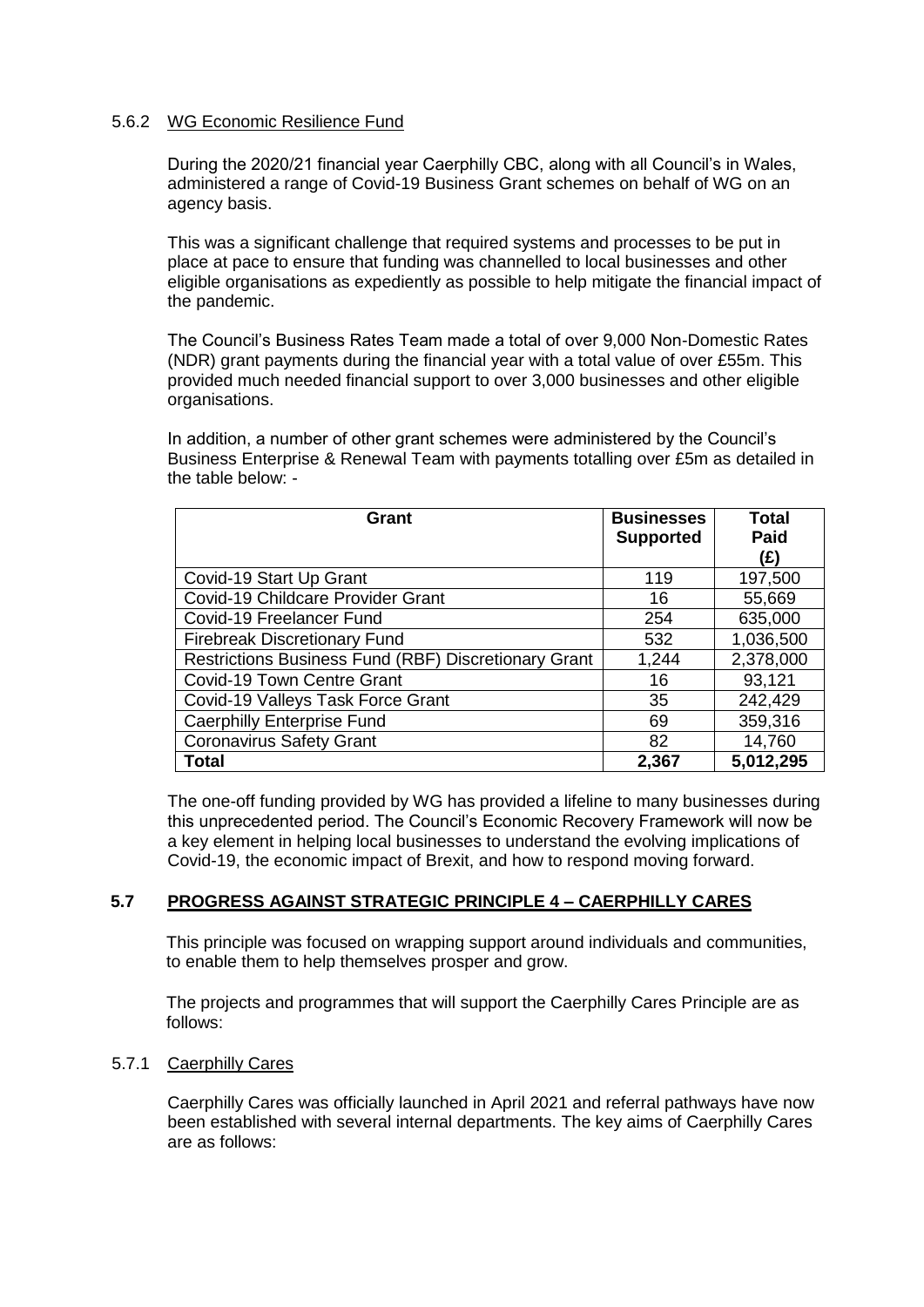### 5.6.2 WG Economic Resilience Fund

During the 2020/21 financial year Caerphilly CBC, along with all Council's in Wales, administered a range of Covid-19 Business Grant schemes on behalf of WG on an agency basis.

This was a significant challenge that required systems and processes to be put in place at pace to ensure that funding was channelled to local businesses and other eligible organisations as expediently as possible to help mitigate the financial impact of the pandemic.

The Council's Business Rates Team made a total of over 9,000 Non-Domestic Rates (NDR) grant payments during the financial year with a total value of over £55m. This provided much needed financial support to over 3,000 businesses and other eligible organisations.

In addition, a number of other grant schemes were administered by the Council's Business Enterprise & Renewal Team with payments totalling over £5m as detailed in the table below: -

| Grant | Businesses Supported | Total Paid (£) |
|---|---|---|
| Covid-19 Start Up Grant | 119 | 197,500 |
| Covid-19 Childcare Provider Grant | 16 | 55,669 |
| Covid-19 Freelancer Fund | 254 | 635,000 |
| Firebreak Discretionary Fund | 532 | 1,036,500 |
| Restrictions Business Fund (RBF) Discretionary Grant | 1,244 | 2,378,000 |
| Covid-19 Town Centre Grant | 16 | 93,121 |
| Covid-19 Valleys Task Force Grant | 35 | 242,429 |
| Caerphilly Enterprise Fund | 69 | 359,316 |
| Coronavirus Safety Grant | 82 | 14,760 |
| **Total** | **2,367** | **5,012,295** |

The one-off funding provided by WG has provided a lifeline to many businesses during this unprecedented period. The Council's Economic Recovery Framework will now be a key element in helping local businesses to understand the evolving implications of Covid-19, the economic impact of Brexit, and how to respond moving forward.

## 5.7 PROGRESS AGAINST STRATEGIC PRINCIPLE 4 – CAERPHILLY CARES

This principle was focused on wrapping support around individuals and communities, to enable them to help themselves prosper and grow.

The projects and programmes that will support the Caerphilly Cares Principle are as follows:

### 5.7.1 Caerphilly Cares

Caerphilly Cares was officially launched in April 2021 and referral pathways have now been established with several internal departments. The key aims of Caerphilly Cares are as follows: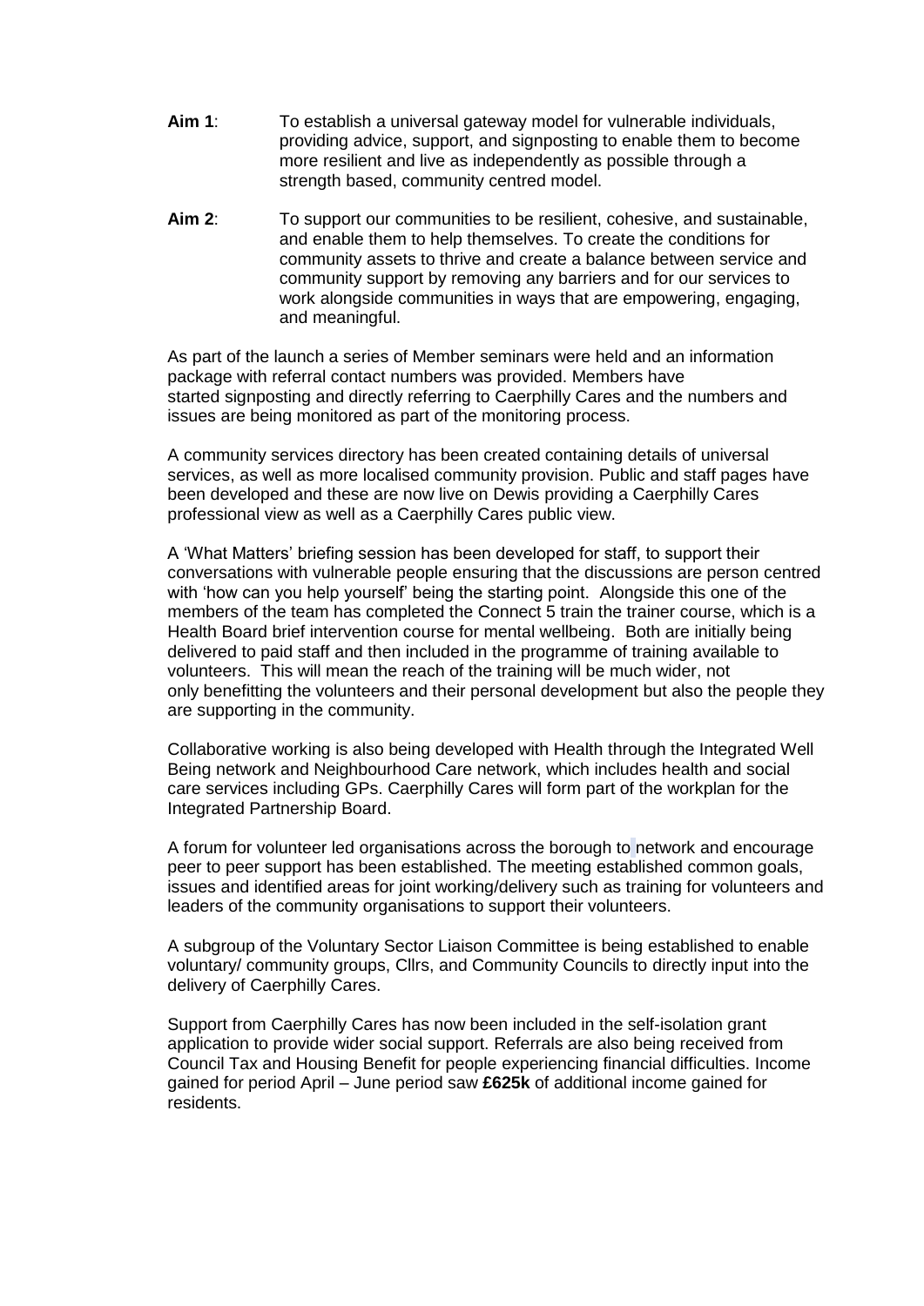**Aim 1**: To establish a universal gateway model for vulnerable individuals, providing advice, support, and signposting to enable them to become more resilient and live as independently as possible through a strength based, community centred model.

**Aim 2**: To support our communities to be resilient, cohesive, and sustainable, and enable them to help themselves. To create the conditions for community assets to thrive and create a balance between service and community support by removing any barriers and for our services to work alongside communities in ways that are empowering, engaging, and meaningful.

As part of the launch a series of Member seminars were held and an information package with referral contact numbers was provided. Members have started signposting and directly referring to Caerphilly Cares and the numbers and issues are being monitored as part of the monitoring process.

A community services directory has been created containing details of universal services, as well as more localised community provision. Public and staff pages have been developed and these are now live on Dewis providing a Caerphilly Cares professional view as well as a Caerphilly Cares public view.

A 'What Matters' briefing session has been developed for staff, to support their conversations with vulnerable people ensuring that the discussions are person centred with 'how can you help yourself' being the starting point. Alongside this one of the members of the team has completed the Connect 5 train the trainer course, which is a Health Board brief intervention course for mental wellbeing. Both are initially being delivered to paid staff and then included in the programme of training available to volunteers. This will mean the reach of the training will be much wider, not only benefitting the volunteers and their personal development but also the people they are supporting in the community.

Collaborative working is also being developed with Health through the Integrated Well Being network and Neighbourhood Care network, which includes health and social care services including GPs. Caerphilly Cares will form part of the workplan for the Integrated Partnership Board.

A forum for volunteer led organisations across the borough to network and encourage peer to peer support has been established. The meeting established common goals, issues and identified areas for joint working/delivery such as training for volunteers and leaders of the community organisations to support their volunteers.

A subgroup of the Voluntary Sector Liaison Committee is being established to enable voluntary/ community groups, Cllrs, and Community Councils to directly input into the delivery of Caerphilly Cares.

Support from Caerphilly Cares has now been included in the self-isolation grant application to provide wider social support. Referrals are also being received from Council Tax and Housing Benefit for people experiencing financial difficulties. Income gained for period April – June period saw **£625k** of additional income gained for residents.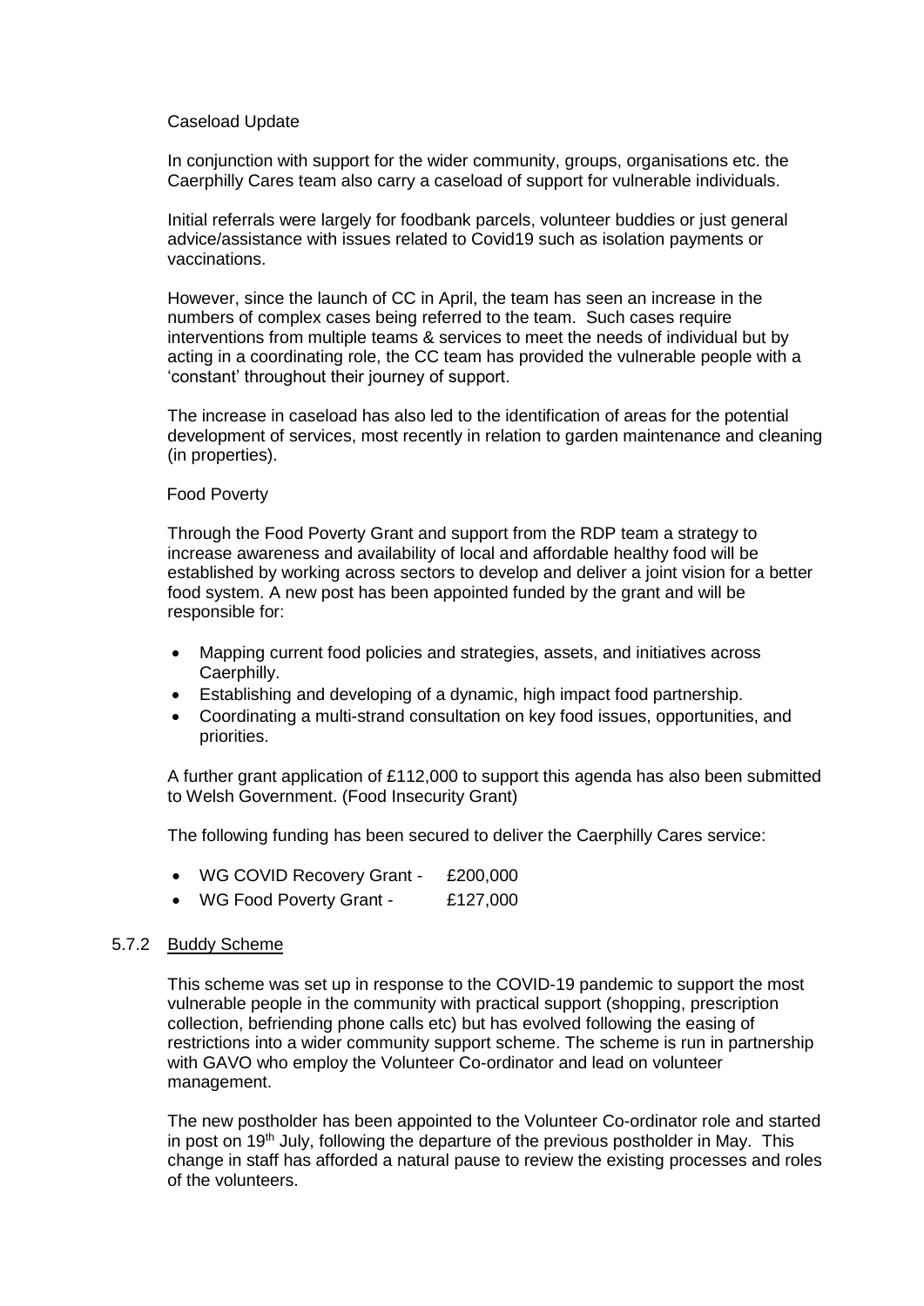Caseload Update

In conjunction with support for the wider community, groups, organisations etc. the Caerphilly Cares team also carry a caseload of support for vulnerable individuals.

Initial referrals were largely for foodbank parcels, volunteer buddies or just general advice/assistance with issues related to Covid19 such as isolation payments or vaccinations.

However, since the launch of CC in April, the team has seen an increase in the numbers of complex cases being referred to the team. Such cases require interventions from multiple teams & services to meet the needs of individual but by acting in a coordinating role, the CC team has provided the vulnerable people with a 'constant' throughout their journey of support.

The increase in caseload has also led to the identification of areas for the potential development of services, most recently in relation to garden maintenance and cleaning (in properties).

Food Poverty

Through the Food Poverty Grant and support from the RDP team a strategy to increase awareness and availability of local and affordable healthy food will be established by working across sectors to develop and deliver a joint vision for a better food system. A new post has been appointed funded by the grant and will be responsible for:

- Mapping current food policies and strategies, assets, and initiatives across Caerphilly.
- Establishing and developing of a dynamic, high impact food partnership.
- Coordinating a multi-strand consultation on key food issues, opportunities, and priorities.

A further grant application of £112,000 to support this agenda has also been submitted to Welsh Government. (Food Insecurity Grant)

The following funding has been secured to deliver the Caerphilly Cares service:

- WG COVID Recovery Grant - £200,000
- WG Food Poverty Grant - £127,000

5.7.2 <u>Buddy Scheme</u>

This scheme was set up in response to the COVID-19 pandemic to support the most vulnerable people in the community with practical support (shopping, prescription collection, befriending phone calls etc) but has evolved following the easing of restrictions into a wider community support scheme. The scheme is run in partnership with GAVO who employ the Volunteer Co-ordinator and lead on volunteer management.

The new postholder has been appointed to the Volunteer Co-ordinator role and started in post on 19th July, following the departure of the previous postholder in May. This change in staff has afforded a natural pause to review the existing processes and roles of the volunteers.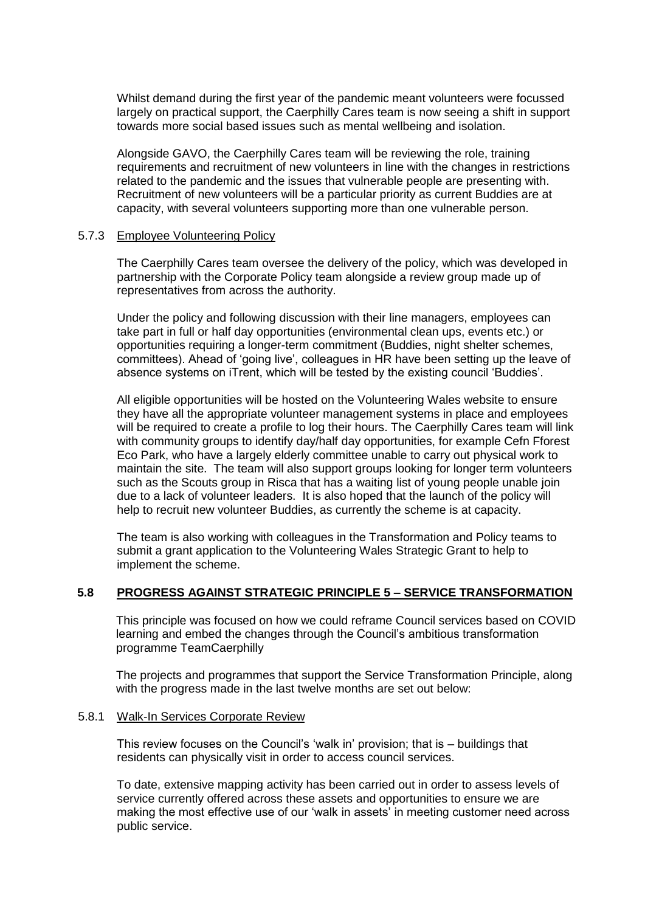Whilst demand during the first year of the pandemic meant volunteers were focussed largely on practical support, the Caerphilly Cares team is now seeing a shift in support towards more social based issues such as mental wellbeing and isolation.

Alongside GAVO, the Caerphilly Cares team will be reviewing the role, training requirements and recruitment of new volunteers in line with the changes in restrictions related to the pandemic and the issues that vulnerable people are presenting with. Recruitment of new volunteers will be a particular priority as current Buddies are at capacity, with several volunteers supporting more than one vulnerable person.

#### 5.7.3 Employee Volunteering Policy

The Caerphilly Cares team oversee the delivery of the policy, which was developed in partnership with the Corporate Policy team alongside a review group made up of representatives from across the authority.

Under the policy and following discussion with their line managers, employees can take part in full or half day opportunities (environmental clean ups, events etc.) or opportunities requiring a longer-term commitment (Buddies, night shelter schemes, committees). Ahead of 'going live', colleagues in HR have been setting up the leave of absence systems on iTrent, which will be tested by the existing council 'Buddies'.

All eligible opportunities will be hosted on the Volunteering Wales website to ensure they have all the appropriate volunteer management systems in place and employees will be required to create a profile to log their hours. The Caerphilly Cares team will link with community groups to identify day/half day opportunities, for example Cefn Fforest Eco Park, who have a largely elderly committee unable to carry out physical work to maintain the site. The team will also support groups looking for longer term volunteers such as the Scouts group in Risca that has a waiting list of young people unable join due to a lack of volunteer leaders. It is also hoped that the launch of the policy will help to recruit new volunteer Buddies, as currently the scheme is at capacity.

The team is also working with colleagues in the Transformation and Policy teams to submit a grant application to the Volunteering Wales Strategic Grant to help to implement the scheme.

### 5.8 PROGRESS AGAINST STRATEGIC PRINCIPLE 5 – SERVICE TRANSFORMATION

This principle was focused on how we could reframe Council services based on COVID learning and embed the changes through the Council's ambitious transformation programme TeamCaerphilly

The projects and programmes that support the Service Transformation Principle, along with the progress made in the last twelve months are set out below:

#### 5.8.1 Walk-In Services Corporate Review

This review focuses on the Council's 'walk in' provision; that is – buildings that residents can physically visit in order to access council services.

To date, extensive mapping activity has been carried out in order to assess levels of service currently offered across these assets and opportunities to ensure we are making the most effective use of our 'walk in assets' in meeting customer need across public service.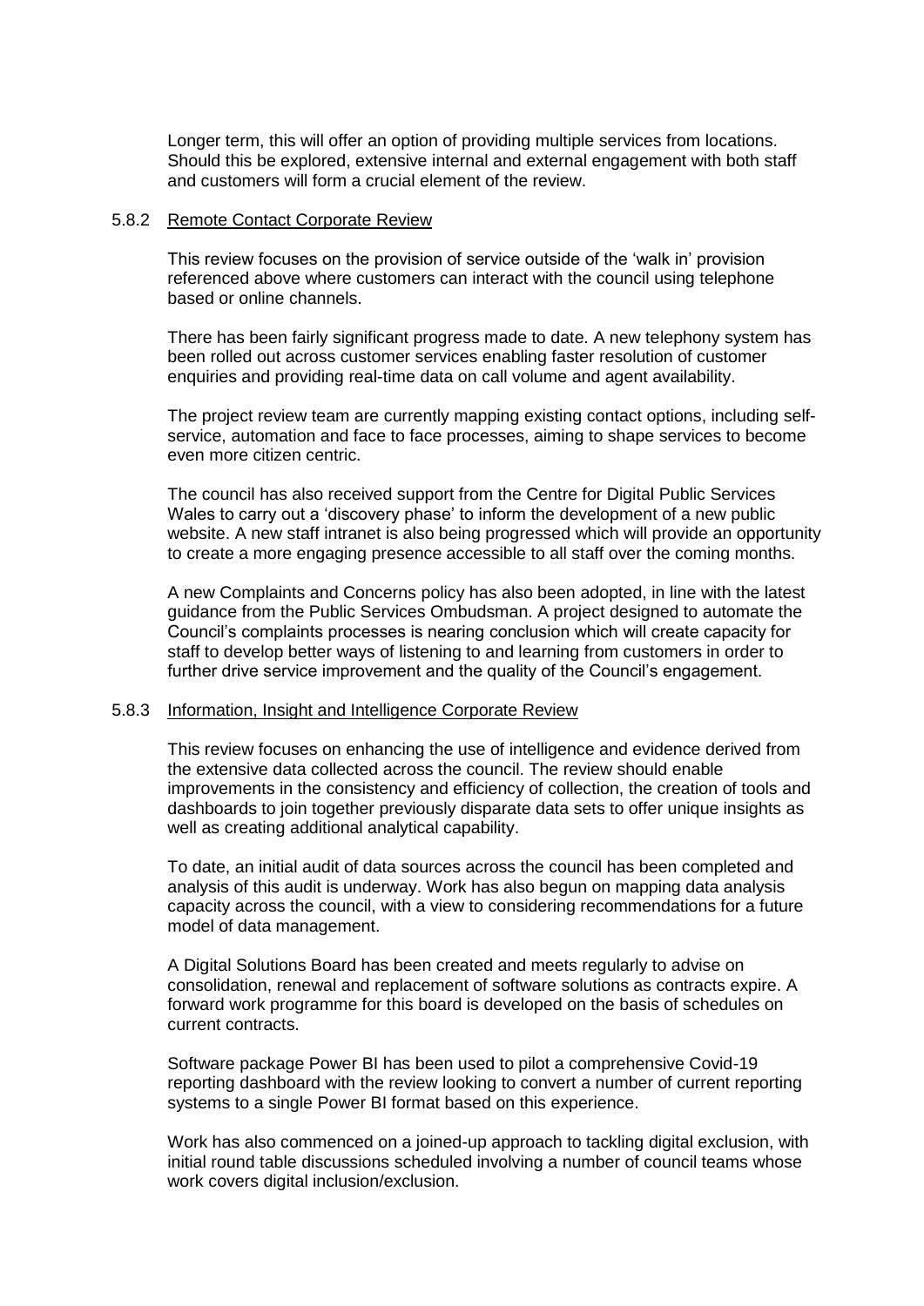Longer term, this will offer an option of providing multiple services from locations. Should this be explored, extensive internal and external engagement with both staff and customers will form a crucial element of the review.

5.8.2 Remote Contact Corporate Review

This review focuses on the provision of service outside of the 'walk in' provision referenced above where customers can interact with the council using telephone based or online channels.

There has been fairly significant progress made to date. A new telephony system has been rolled out across customer services enabling faster resolution of customer enquiries and providing real-time data on call volume and agent availability.

The project review team are currently mapping existing contact options, including self-service, automation and face to face processes, aiming to shape services to become even more citizen centric.

The council has also received support from the Centre for Digital Public Services Wales to carry out a 'discovery phase' to inform the development of a new public website. A new staff intranet is also being progressed which will provide an opportunity to create a more engaging presence accessible to all staff over the coming months.

A new Complaints and Concerns policy has also been adopted, in line with the latest guidance from the Public Services Ombudsman. A project designed to automate the Council's complaints processes is nearing conclusion which will create capacity for staff to develop better ways of listening to and learning from customers in order to further drive service improvement and the quality of the Council's engagement.

5.8.3 Information, Insight and Intelligence Corporate Review

This review focuses on enhancing the use of intelligence and evidence derived from the extensive data collected across the council. The review should enable improvements in the consistency and efficiency of collection, the creation of tools and dashboards to join together previously disparate data sets to offer unique insights as well as creating additional analytical capability.

To date, an initial audit of data sources across the council has been completed and analysis of this audit is underway. Work has also begun on mapping data analysis capacity across the council, with a view to considering recommendations for a future model of data management.

A Digital Solutions Board has been created and meets regularly to advise on consolidation, renewal and replacement of software solutions as contracts expire. A forward work programme for this board is developed on the basis of schedules on current contracts.

Software package Power BI has been used to pilot a comprehensive Covid-19 reporting dashboard with the review looking to convert a number of current reporting systems to a single Power BI format based on this experience.

Work has also commenced on a joined-up approach to tackling digital exclusion, with initial round table discussions scheduled involving a number of council teams whose work covers digital inclusion/exclusion.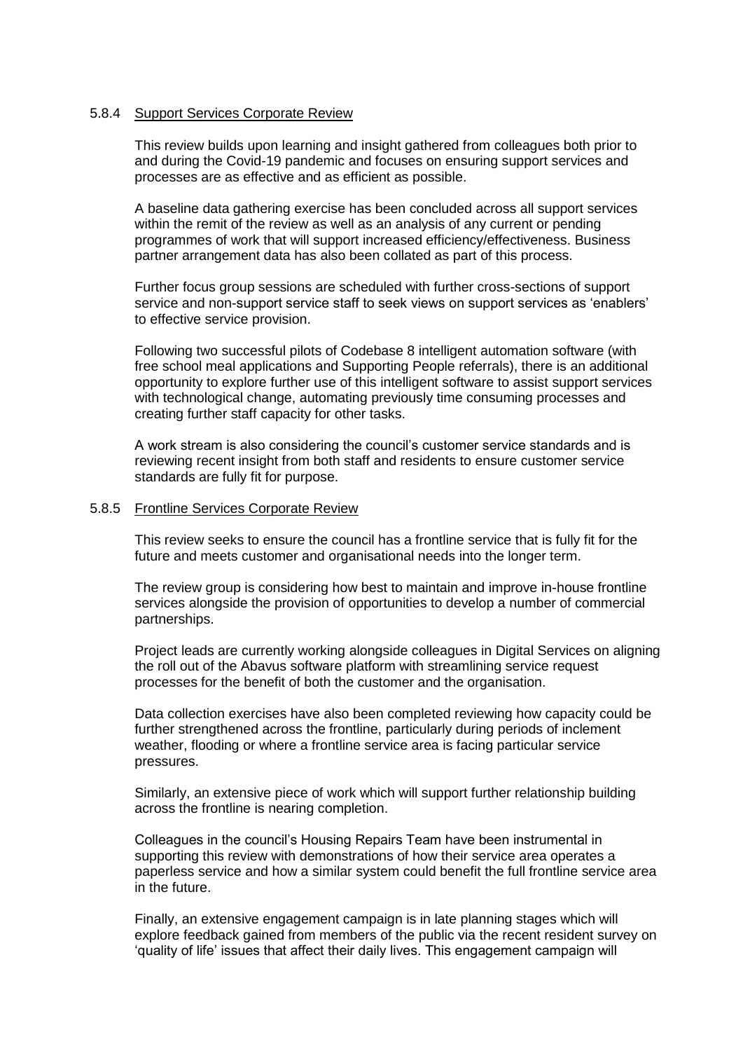#### 5.8.4 Support Services Corporate Review

This review builds upon learning and insight gathered from colleagues both prior to and during the Covid-19 pandemic and focuses on ensuring support services and processes are as effective and as efficient as possible.

A baseline data gathering exercise has been concluded across all support services within the remit of the review as well as an analysis of any current or pending programmes of work that will support increased efficiency/effectiveness. Business partner arrangement data has also been collated as part of this process.

Further focus group sessions are scheduled with further cross-sections of support service and non-support service staff to seek views on support services as 'enablers' to effective service provision.

Following two successful pilots of Codebase 8 intelligent automation software (with free school meal applications and Supporting People referrals), there is an additional opportunity to explore further use of this intelligent software to assist support services with technological change, automating previously time consuming processes and creating further staff capacity for other tasks.

A work stream is also considering the council's customer service standards and is reviewing recent insight from both staff and residents to ensure customer service standards are fully fit for purpose.

#### 5.8.5 Frontline Services Corporate Review

This review seeks to ensure the council has a frontline service that is fully fit for the future and meets customer and organisational needs into the longer term.

The review group is considering how best to maintain and improve in-house frontline services alongside the provision of opportunities to develop a number of commercial partnerships.

Project leads are currently working alongside colleagues in Digital Services on aligning the roll out of the Abavus software platform with streamlining service request processes for the benefit of both the customer and the organisation.

Data collection exercises have also been completed reviewing how capacity could be further strengthened across the frontline, particularly during periods of inclement weather, flooding or where a frontline service area is facing particular service pressures.

Similarly, an extensive piece of work which will support further relationship building across the frontline is nearing completion.

Colleagues in the council's Housing Repairs Team have been instrumental in supporting this review with demonstrations of how their service area operates a paperless service and how a similar system could benefit the full frontline service area in the future.

Finally, an extensive engagement campaign is in late planning stages which will explore feedback gained from members of the public via the recent resident survey on 'quality of life' issues that affect their daily lives. This engagement campaign will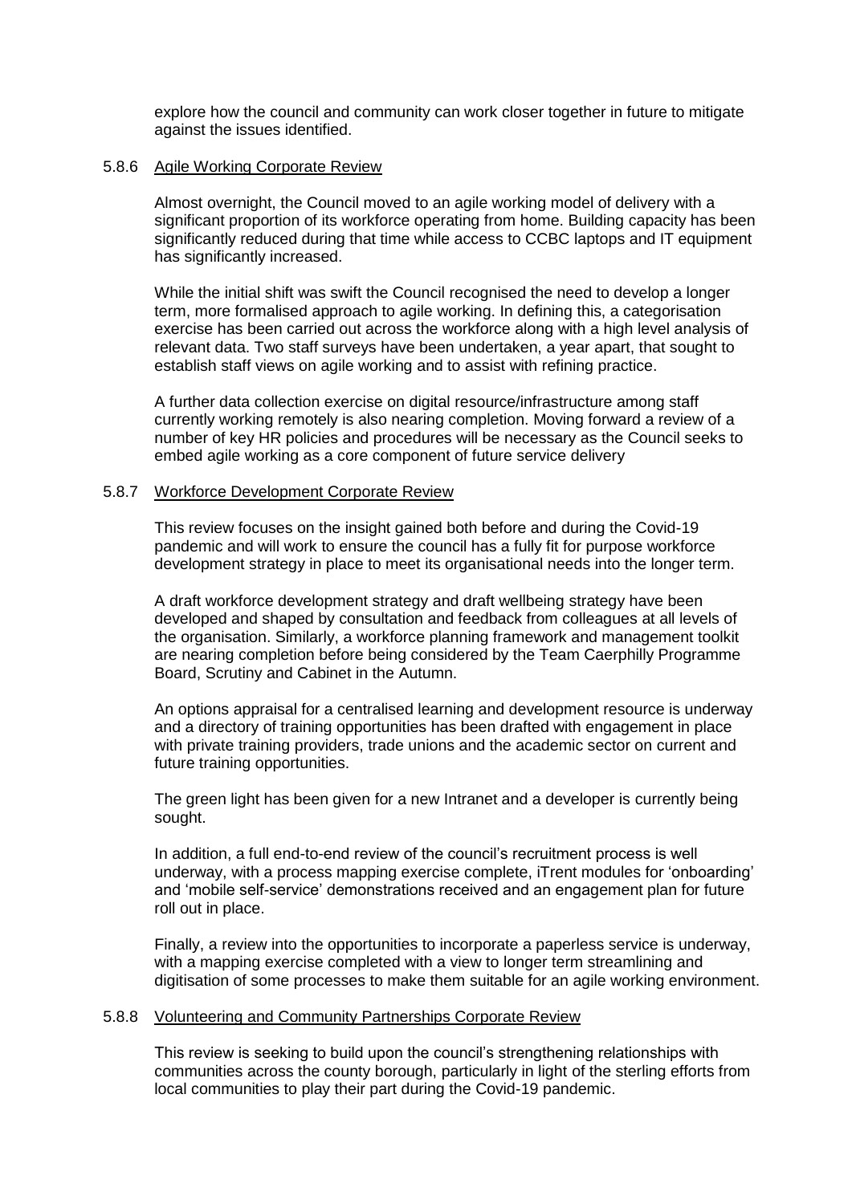explore how the council and community can work closer together in future to mitigate against the issues identified.

#### 5.8.6 Agile Working Corporate Review

Almost overnight, the Council moved to an agile working model of delivery with a significant proportion of its workforce operating from home. Building capacity has been significantly reduced during that time while access to CCBC laptops and IT equipment has significantly increased.

While the initial shift was swift the Council recognised the need to develop a longer term, more formalised approach to agile working. In defining this, a categorisation exercise has been carried out across the workforce along with a high level analysis of relevant data. Two staff surveys have been undertaken, a year apart, that sought to establish staff views on agile working and to assist with refining practice.

A further data collection exercise on digital resource/infrastructure among staff currently working remotely is also nearing completion. Moving forward a review of a number of key HR policies and procedures will be necessary as the Council seeks to embed agile working as a core component of future service delivery

#### 5.8.7 Workforce Development Corporate Review

This review focuses on the insight gained both before and during the Covid-19 pandemic and will work to ensure the council has a fully fit for purpose workforce development strategy in place to meet its organisational needs into the longer term.

A draft workforce development strategy and draft wellbeing strategy have been developed and shaped by consultation and feedback from colleagues at all levels of the organisation. Similarly, a workforce planning framework and management toolkit are nearing completion before being considered by the Team Caerphilly Programme Board, Scrutiny and Cabinet in the Autumn.

An options appraisal for a centralised learning and development resource is underway and a directory of training opportunities has been drafted with engagement in place with private training providers, trade unions and the academic sector on current and future training opportunities.

The green light has been given for a new Intranet and a developer is currently being sought.

In addition, a full end-to-end review of the council's recruitment process is well underway, with a process mapping exercise complete, iTrent modules for 'onboarding' and 'mobile self-service' demonstrations received and an engagement plan for future roll out in place.

Finally, a review into the opportunities to incorporate a paperless service is underway, with a mapping exercise completed with a view to longer term streamlining and digitisation of some processes to make them suitable for an agile working environment.

#### 5.8.8 Volunteering and Community Partnerships Corporate Review

This review is seeking to build upon the council's strengthening relationships with communities across the county borough, particularly in light of the sterling efforts from local communities to play their part during the Covid-19 pandemic.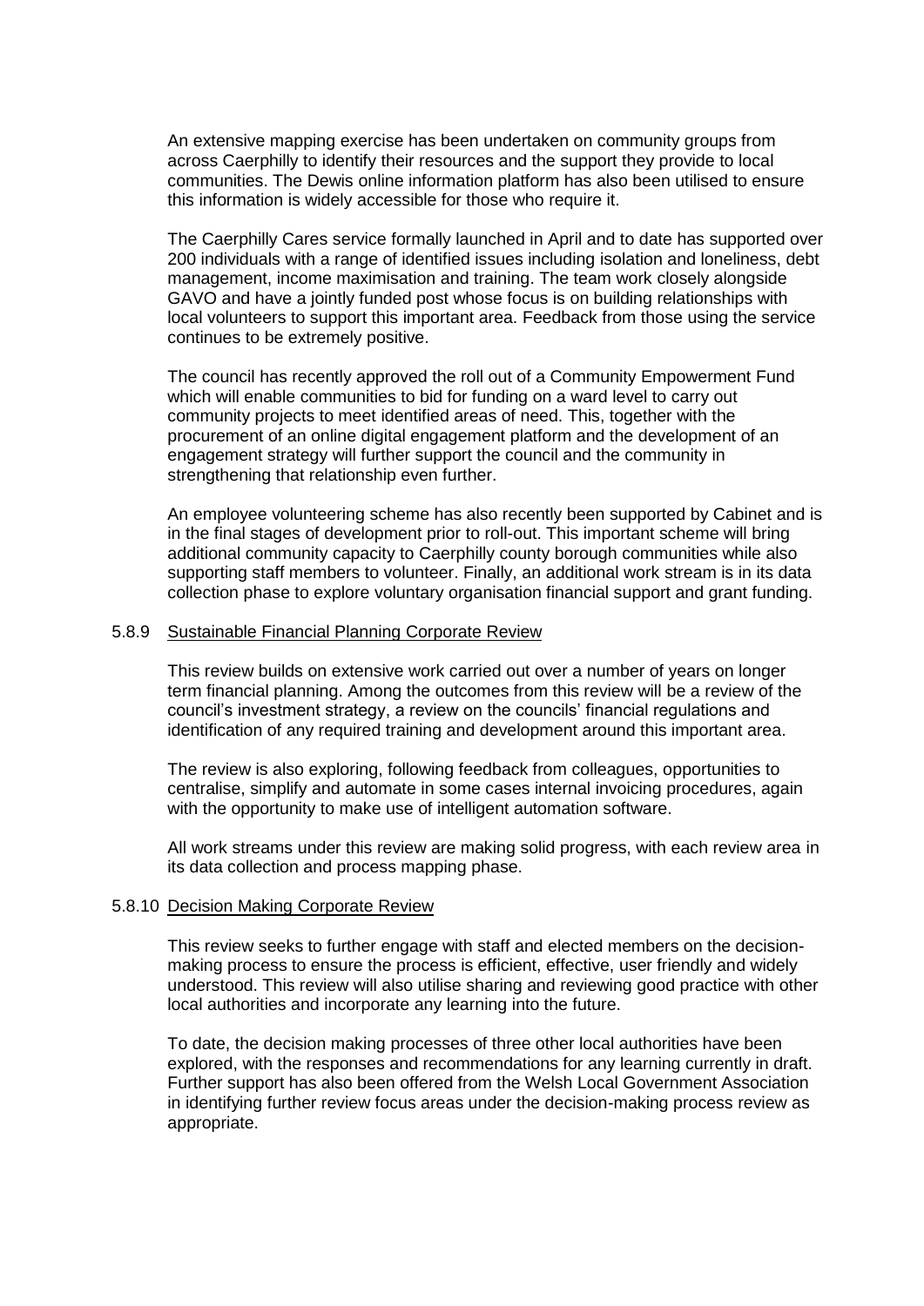An extensive mapping exercise has been undertaken on community groups from across Caerphilly to identify their resources and the support they provide to local communities. The Dewis online information platform has also been utilised to ensure this information is widely accessible for those who require it.

The Caerphilly Cares service formally launched in April and to date has supported over 200 individuals with a range of identified issues including isolation and loneliness, debt management, income maximisation and training. The team work closely alongside GAVO and have a jointly funded post whose focus is on building relationships with local volunteers to support this important area. Feedback from those using the service continues to be extremely positive.

The council has recently approved the roll out of a Community Empowerment Fund which will enable communities to bid for funding on a ward level to carry out community projects to meet identified areas of need. This, together with the procurement of an online digital engagement platform and the development of an engagement strategy will further support the council and the community in strengthening that relationship even further.

An employee volunteering scheme has also recently been supported by Cabinet and is in the final stages of development prior to roll-out. This important scheme will bring additional community capacity to Caerphilly county borough communities while also supporting staff members to volunteer. Finally, an additional work stream is in its data collection phase to explore voluntary organisation financial support and grant funding.

5.8.9 Sustainable Financial Planning Corporate Review

This review builds on extensive work carried out over a number of years on longer term financial planning. Among the outcomes from this review will be a review of the council's investment strategy, a review on the councils' financial regulations and identification of any required training and development around this important area.

The review is also exploring, following feedback from colleagues, opportunities to centralise, simplify and automate in some cases internal invoicing procedures, again with the opportunity to make use of intelligent automation software.

All work streams under this review are making solid progress, with each review area in its data collection and process mapping phase.

5.8.10 Decision Making Corporate Review

This review seeks to further engage with staff and elected members on the decision-making process to ensure the process is efficient, effective, user friendly and widely understood. This review will also utilise sharing and reviewing good practice with other local authorities and incorporate any learning into the future.

To date, the decision making processes of three other local authorities have been explored, with the responses and recommendations for any learning currently in draft. Further support has also been offered from the Welsh Local Government Association in identifying further review focus areas under the decision-making process review as appropriate.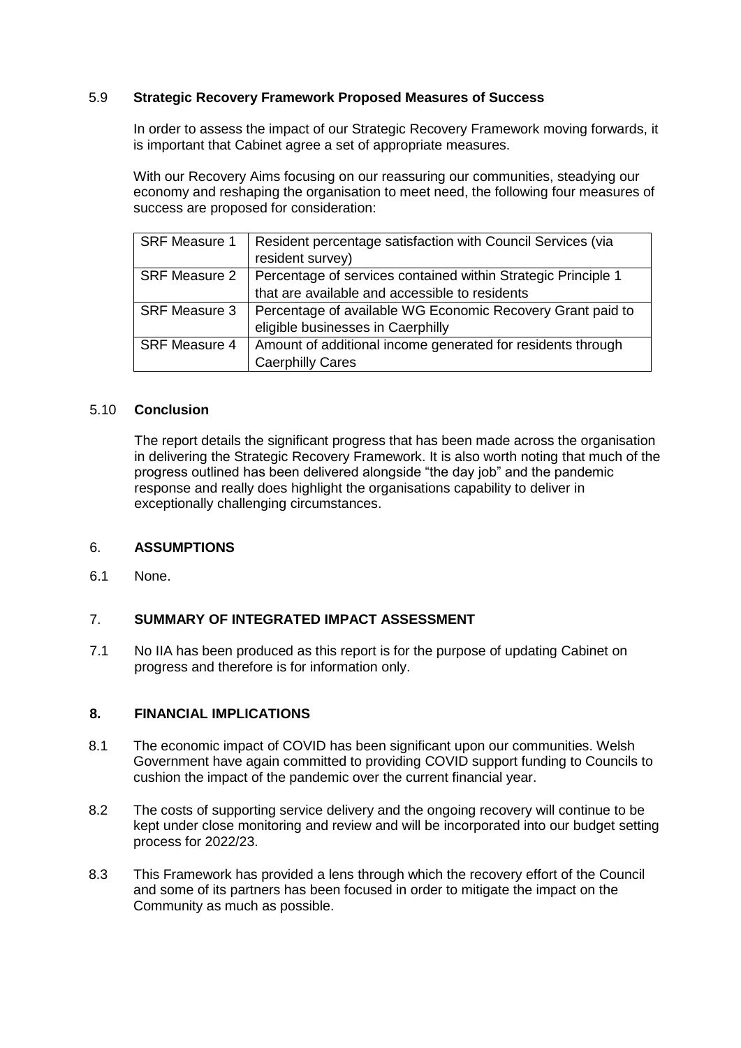### 5.9 **Strategic Recovery Framework Proposed Measures of Success**

In order to assess the impact of our Strategic Recovery Framework moving forwards, it is important that Cabinet agree a set of appropriate measures.

With our Recovery Aims focusing on our reassuring our communities, steadying our economy and reshaping the organisation to meet need, the following four measures of success are proposed for consideration:

| | |
|---|---|
| SRF Measure 1 | Resident percentage satisfaction with Council Services (via resident survey) |
| SRF Measure 2 | Percentage of services contained within Strategic Principle 1 that are available and accessible to residents |
| SRF Measure 3 | Percentage of available WG Economic Recovery Grant paid to eligible businesses in Caerphilly |
| SRF Measure 4 | Amount of additional income generated for residents through Caerphilly Cares |

### 5.10 **Conclusion**

The report details the significant progress that has been made across the organisation in delivering the Strategic Recovery Framework. It is also worth noting that much of the progress outlined has been delivered alongside "the day job" and the pandemic response and really does highlight the organisations capability to deliver in exceptionally challenging circumstances.

## 6. **ASSUMPTIONS**

6.1 None.

## 7. **SUMMARY OF INTEGRATED IMPACT ASSESSMENT**

7.1 No IIA has been produced as this report is for the purpose of updating Cabinet on progress and therefore is for information only.

## 8. **FINANCIAL IMPLICATIONS**

8.1 The economic impact of COVID has been significant upon our communities. Welsh Government have again committed to providing COVID support funding to Councils to cushion the impact of the pandemic over the current financial year.

8.2 The costs of supporting service delivery and the ongoing recovery will continue to be kept under close monitoring and review and will be incorporated into our budget setting process for 2022/23.

8.3 This Framework has provided a lens through which the recovery effort of the Council and some of its partners has been focused in order to mitigate the impact on the Community as much as possible.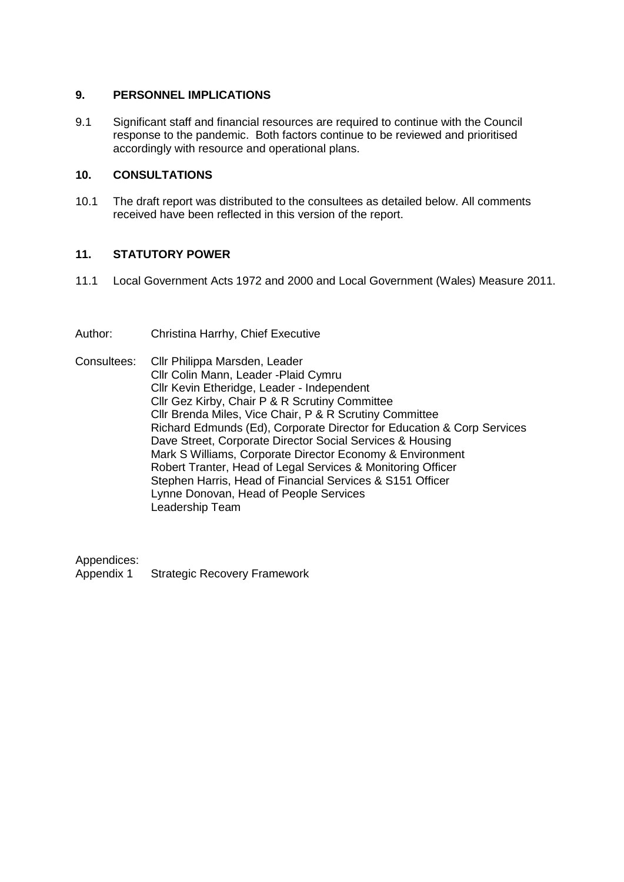## 9. PERSONNEL IMPLICATIONS

9.1 Significant staff and financial resources are required to continue with the Council response to the pandemic. Both factors continue to be reviewed and prioritised accordingly with resource and operational plans.

## 10. CONSULTATIONS

10.1 The draft report was distributed to the consultees as detailed below. All comments received have been reflected in this version of the report.

## 11. STATUTORY POWER

11.1 Local Government Acts 1972 and 2000 and Local Government (Wales) Measure 2011.

Author: Christina Harrhy, Chief Executive

Consultees: Cllr Philippa Marsden, Leader
Cllr Colin Mann, Leader -Plaid Cymru
Cllr Kevin Etheridge, Leader - Independent
Cllr Gez Kirby, Chair P & R Scrutiny Committee
Cllr Brenda Miles, Vice Chair, P & R Scrutiny Committee
Richard Edmunds (Ed), Corporate Director for Education & Corp Services
Dave Street, Corporate Director Social Services & Housing
Mark S Williams, Corporate Director Economy & Environment
Robert Tranter, Head of Legal Services & Monitoring Officer
Stephen Harris, Head of Financial Services & S151 Officer
Lynne Donovan, Head of People Services
Leadership Team

Appendices:
Appendix 1 Strategic Recovery Framework